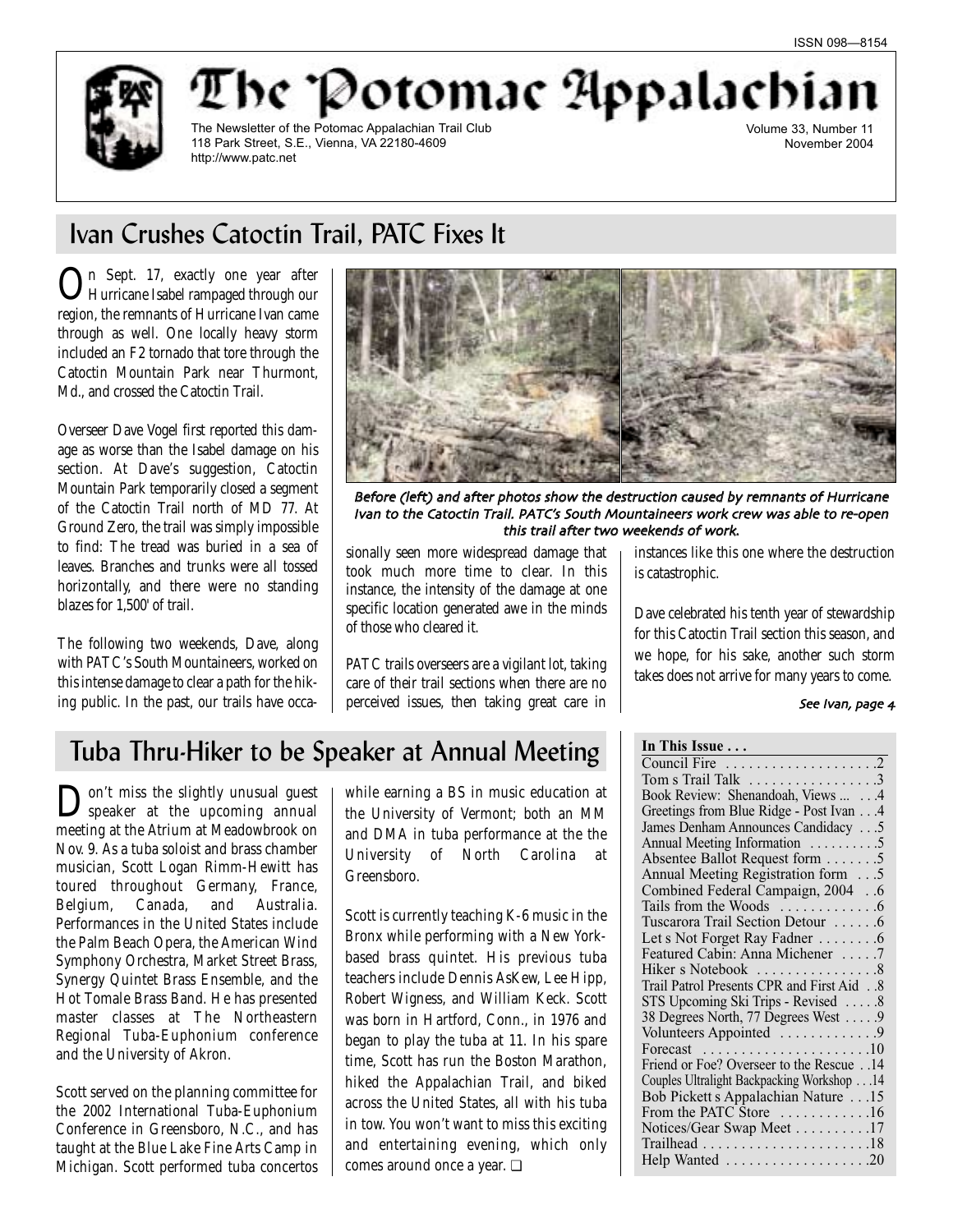ISSN 098—8154

# The Potomac Appalachian

The Newsletter of the Potomac Appalachian Trail Club
118 Park Street, S.E., Vienna, VA 22180-4609
http://www.patc.net

Volume 33, Number 11
November 2004

## Ivan Crushes Catoctin Trail, PATC Fixes It

On Sept. 17, exactly one year after Hurricane Isabel rampaged through our region, the remnants of Hurricane Ivan came through as well. One locally heavy storm included an F2 tornado that tore through the Catoctin Mountain Park near Thurmont, Md., and crossed the Catoctin Trail.

Overseer Dave Vogel first reported this damage as worse than the Isabel damage on his section. At Dave's suggestion, Catoctin Mountain Park temporarily closed a segment of the Catoctin Trail north of MD 77. At Ground Zero, the trail was simply impossible to find: The tread was buried in a sea of leaves. Branches and trunks were all tossed horizontally, and there were no standing blazes for 1,500' of trail.

The following two weekends, Dave, along with PATC's South Mountaineers, worked on this intense damage to clear a path for the hiking public. In the past, our trails have occasionally seen more widespread damage that took much more time to clear. In this instance, the intensity of the damage at one specific location generated awe in the minds of those who cleared it.

*Before (left) and after photos show the destruction caused by remnants of Hurricane Ivan to the Catoctin Trail. PATC's South Mountaineers work crew was able to re-open this trail after two weekends of work.*

PATC trails overseers are a vigilant lot, taking care of their trail sections when there are no perceived issues, then taking great care in instances like this one where the destruction is catastrophic.

Dave celebrated his tenth year of stewardship for this Catoctin Trail section this season, and we hope, for his sake, another such storm takes does not arrive for many years to come.

*See Ivan, page 4*

## Tuba Thru-Hiker to be Speaker at Annual Meeting

Don't miss the slightly unusual guest speaker at the upcoming annual meeting at the Atrium at Meadowbrook on Nov. 9. As a tuba soloist and brass chamber musician, Scott Logan Rimm-Hewitt has toured throughout Germany, France, Belgium, Canada, and Australia. Performances in the United States include the Palm Beach Opera, the American Wind Symphony Orchestra, Market Street Brass, Synergy Quintet Brass Ensemble, and the Hot Tomale Brass Band. He has presented master classes at The Northeastern Regional Tuba-Euphonium conference and the University of Akron.

Scott served on the planning committee for the 2002 International Tuba-Euphonium Conference in Greensboro, N.C., and has taught at the Blue Lake Fine Arts Camp in Michigan. Scott performed tuba concertos while earning a BS in music education at the University of Vermont; both an MM and DMA in tuba performance at the the University of North Carolina at Greensboro.

Scott is currently teaching K-6 music in the Bronx while performing with a New York-based brass quintet. His previous tuba teachers include Dennis AsKew, Lee Hipp, Robert Wigness, and William Keck. Scott was born in Hartford, Conn., in 1976 and began to play the tuba at 11. In his spare time, Scott has run the Boston Marathon, hiked the Appalachian Trail, and biked across the United States, all with his tuba in tow. You won't want to miss this exciting and entertaining evening, which only comes around once a year. ❑

**In This Issue . . .**

| | |
|---|---|
| Council Fire | 2 |
| Tom s Trail Talk | 3 |
| Book Review: Shenandoah, Views ... | 4 |
| Greetings from Blue Ridge - Post Ivan | 4 |
| James Denham Announces Candidacy | 5 |
| Annual Meeting Information | 5 |
| Absentee Ballot Request form | 5 |
| Annual Meeting Registration form | 5 |
| Combined Federal Campaign, 2004 | 6 |
| Tails from the Woods | 6 |
| Tuscarora Trail Section Detour | 6 |
| Let s Not Forget Ray Fadner | 6 |
| Featured Cabin: Anna Michener | 7 |
| Hiker s Notebook | 8 |
| Trail Patrol Presents CPR and First Aid | 8 |
| STS Upcoming Ski Trips - Revised | 8 |
| 38 Degrees North, 77 Degrees West | 9 |
| Volunteers Appointed | 9 |
| Forecast | 10 |
| Friend or Foe? Overseer to the Rescue | 14 |
| Couples Ultralight Backpacking Workshop | 14 |
| Bob Pickett s Appalachian Nature | 15 |
| From the PATC Store | 16 |
| Notices/Gear Swap Meet | 17 |
| Trailhead | 18 |
| Help Wanted | 20 |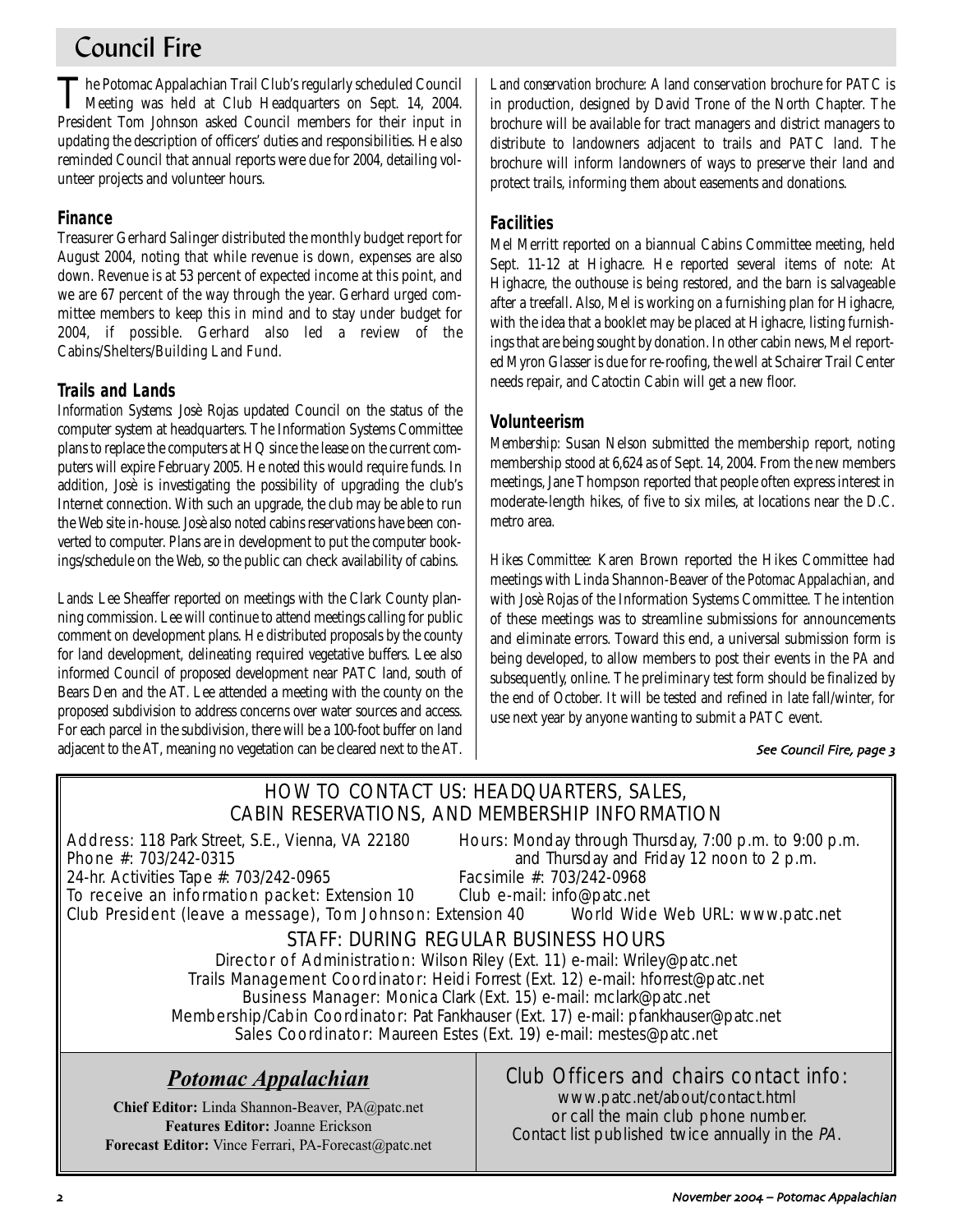# Council Fire

The Potomac Appalachian Trail Club's regularly scheduled Council Meeting was held at Club Headquarters on Sept. 14, 2004. President Tom Johnson asked Council members for their input in updating the description of officers' duties and responsibilities. He also reminded Council that annual reports were due for 2004, detailing volunteer projects and volunteer hours.

## Finance

Treasurer Gerhard Salinger distributed the monthly budget report for August 2004, noting that while revenue is down, expenses are also down. Revenue is at 53 percent of expected income at this point, and we are 67 percent of the way through the year. Gerhard urged committee members to keep this in mind and to stay under budget for 2004, if possible. Gerhard also led a review of the Cabins/Shelters/Building Land Fund.

## Trails and Lands

*Information Systems*: Josè Rojas updated Council on the status of the computer system at headquarters. The Information Systems Committee plans to replace the computers at HQ since the lease on the current computers will expire February 2005. He noted this would require funds. In addition, Josè is investigating the possibility of upgrading the club's Internet connection. With such an upgrade, the club may be able to run the Web site in-house. Josè also noted cabins reservations have been converted to computer. Plans are in development to put the computer bookings/schedule on the Web, so the public can check availability of cabins.

*Lands*: Lee Sheaffer reported on meetings with the Clark County planning commission. Lee will continue to attend meetings calling for public comment on development plans. He distributed proposals by the county for land development, delineating required vegetative buffers. Lee also informed Council of proposed development near PATC land, south of Bears Den and the AT. Lee attended a meeting with the county on the proposed subdivision to address concerns over water sources and access. For each parcel in the subdivision, there will be a 100-foot buffer on land adjacent to the AT, meaning no vegetation can be cleared next to the AT.

*Land conservation brochure*: A land conservation brochure for PATC is in production, designed by David Trone of the North Chapter. The brochure will be available for tract managers and district managers to distribute to landowners adjacent to trails and PATC land. The brochure will inform landowners of ways to preserve their land and protect trails, informing them about easements and donations.

## Facilities

Mel Merritt reported on a biannual Cabins Committee meeting, held Sept. 11-12 at Highacre. He reported several items of note: At Highacre, the outhouse is being restored, and the barn is salvageable after a treefall. Also, Mel is working on a furnishing plan for Highacre, with the idea that a booklet may be placed at Highacre, listing furnishings that are being sought by donation. In other cabin news, Mel reported Myron Glasser is due for re-roofing, the well at Schairer Trail Center needs repair, and Catoctin Cabin will get a new floor.

## Volunteerism

*Membership*: Susan Nelson submitted the membership report, noting membership stood at 6,624 as of Sept. 14, 2004. From the new members meetings, Jane Thompson reported that people often express interest in moderate-length hikes, of five to six miles, at locations near the D.C. metro area.

*Hikes Committee*: Karen Brown reported the Hikes Committee had meetings with Linda Shannon-Beaver of the *Potomac Appalachian*, and with Josè Rojas of the Information Systems Committee. The intention of these meetings was to streamline submissions for announcements and eliminate errors. Toward this end, a universal submission form is being developed, to allow members to post their events in the *PA* and subsequently, online. The preliminary test form should be finalized by the end of October. It will be tested and refined in late fall/winter, for use next year by anyone wanting to submit a PATC event.

*See Council Fire, page 3*

---

## HOW TO CONTACT US: HEADQUARTERS, SALES, CABIN RESERVATIONS, AND MEMBERSHIP INFORMATION

Address: 118 Park Street, S.E., Vienna, VA 22180
Phone #: 703/242-0315
24-hr. Activities Tape #: 703/242-0965
To receive an information packet: Extension 10
Club President (leave a message), Tom Johnson: Extension 40

Hours: Monday through Thursday, 7:00 p.m. to 9:00 p.m. and Thursday and Friday 12 noon to 2 p.m.
Facsimile #: 703/242-0968
Club e-mail: info@patc.net
World Wide Web URL: www.patc.net

### STAFF: DURING REGULAR BUSINESS HOURS

Director of Administration: Wilson Riley (Ext. 11) e-mail: Wriley@patc.net
Trails Management Coordinator: Heidi Forrest (Ext. 12) e-mail: hforrest@patc.net
Business Manager: Monica Clark (Ext. 15) e-mail: mclark@patc.net
Membership/Cabin Coordinator: Pat Fankhauser (Ext. 17) e-mail: pfankhauser@patc.net
Sales Coordinator: Maureen Estes (Ext. 19) e-mail: mestes@patc.net

### *Potomac Appalachian*

**Chief Editor:** Linda Shannon-Beaver, PA@patc.net
**Features Editor:** Joanne Erickson
**Forecast Editor:** Vince Ferrari, PA-Forecast@patc.net

### Club Officers and chairs contact info:

www.patc.net/about/contact.html
or call the main club phone number.
Contact list published twice annually in the *PA*.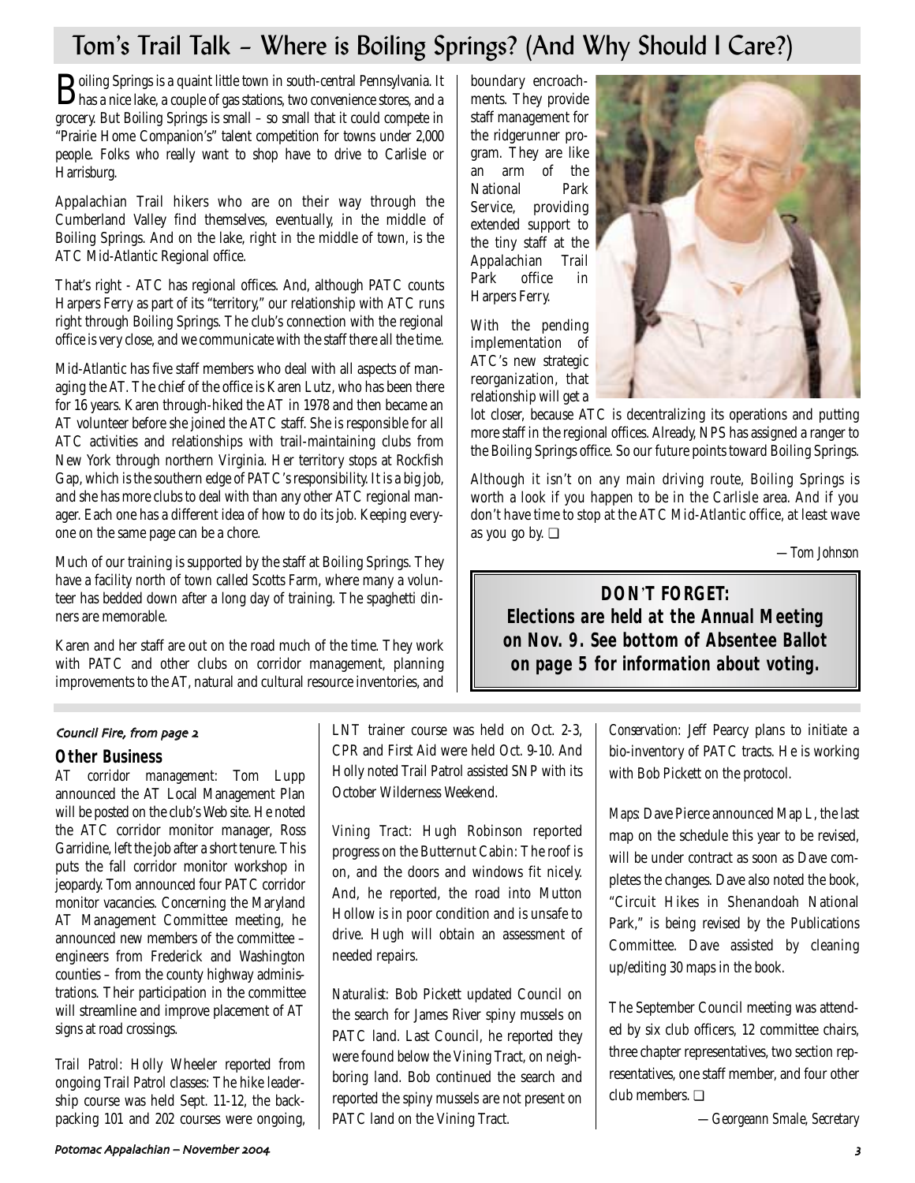# Tom's Trail Talk – Where is Boiling Springs? (And Why Should I Care?)

Boiling Springs is a quaint little town in south-central Pennsylvania. It has a nice lake, a couple of gas stations, two convenience stores, and a grocery. But Boiling Springs is small – so small that it could compete in "Prairie Home Companion's" talent competition for towns under 2,000 people. Folks who really want to shop have to drive to Carlisle or Harrisburg.

Appalachian Trail hikers who are on their way through the Cumberland Valley find themselves, eventually, in the middle of Boiling Springs. And on the lake, right in the middle of town, is the ATC Mid-Atlantic Regional office.

That's right - ATC has regional offices. And, although PATC counts Harpers Ferry as part of its "territory," our relationship with ATC runs right through Boiling Springs. The club's connection with the regional office is very close, and we communicate with the staff there all the time.

Mid-Atlantic has five staff members who deal with all aspects of managing the AT. The chief of the office is Karen Lutz, who has been there for 16 years. Karen through-hiked the AT in 1978 and then became an AT volunteer before she joined the ATC staff. She is responsible for all ATC activities and relationships with trail-maintaining clubs from New York through northern Virginia. Her territory stops at Rockfish Gap, which is the southern edge of PATC's responsibility. It is a big job, and she has more clubs to deal with than any other ATC regional manager. Each one has a different idea of how to do its job. Keeping everyone on the same page can be a chore.

Much of our training is supported by the staff at Boiling Springs. They have a facility north of town called Scotts Farm, where many a volunteer has bedded down after a long day of training. The spaghetti dinners are memorable.

Karen and her staff are out on the road much of the time. They work with PATC and other clubs on corridor management, planning improvements to the AT, natural and cultural resource inventories, and boundary encroachments. They provide staff management for the ridgerunner program. They are like an arm of the National Park Service, providing extended support to the tiny staff at the Appalachian Trail Park office in Harpers Ferry.

With the pending implementation of ATC's new strategic reorganization, that relationship will get a lot closer, because ATC is decentralizing its operations and putting more staff in the regional offices. Already, NPS has assigned a ranger to the Boiling Springs office. So our future points toward Boiling Springs.

Although it isn't on any main driving route, Boiling Springs is worth a look if you happen to be in the Carlisle area. And if you don't have time to stop at the ATC Mid-Atlantic office, at least wave as you go by. ❑

*—Tom Johnson*

**DON'T FORGET:**
**Elections are held at the Annual Meeting on Nov. 9. See bottom of Absentee Ballot on page 5 for information about voting.**

*Council Fire, from page 2*

## Other Business

*AT corridor management:* Tom Lupp announced the AT Local Management Plan will be posted on the club's Web site. He noted the ATC corridor monitor manager, Ross Garridine, left the job after a short tenure. This puts the fall corridor monitor workshop in jeopardy. Tom announced four PATC corridor monitor vacancies. Concerning the Maryland AT Management Committee meeting, he announced new members of the committee – engineers from Frederick and Washington counties – from the county highway administrations. Their participation in the committee will streamline and improve placement of AT signs at road crossings.

*Trail Patrol:* Holly Wheeler reported from ongoing Trail Patrol classes: The hike leadership course was held Sept. 11-12, the backpacking 101 and 202 courses were ongoing, LNT trainer course was held on Oct. 2-3, CPR and First Aid were held Oct. 9-10. And Holly noted Trail Patrol assisted SNP with its October Wilderness Weekend.

*Vining Tract:* Hugh Robinson reported progress on the Butternut Cabin: The roof is on, and the doors and windows fit nicely. And, he reported, the road into Mutton Hollow is in poor condition and is unsafe to drive. Hugh will obtain an assessment of needed repairs.

*Naturalist:* Bob Pickett updated Council on the search for James River spiny mussels on PATC land. Last Council, he reported they were found below the Vining Tract, on neighboring land. Bob continued the search and reported the spiny mussels are not present on PATC land on the Vining Tract.

*Conservation:* Jeff Pearcy plans to initiate a bio-inventory of PATC tracts. He is working with Bob Pickett on the protocol.

*Maps:* Dave Pierce announced Map L, the last map on the schedule this year to be revised, will be under contract as soon as Dave completes the changes. Dave also noted the book, "Circuit Hikes in Shenandoah National Park," is being revised by the Publications Committee. Dave assisted by cleaning up/editing 30 maps in the book.

The September Council meeting was attended by six club officers, 12 committee chairs, three chapter representatives, two section representatives, one staff member, and four other club members. ❑

*—Georgeann Smale, Secretary*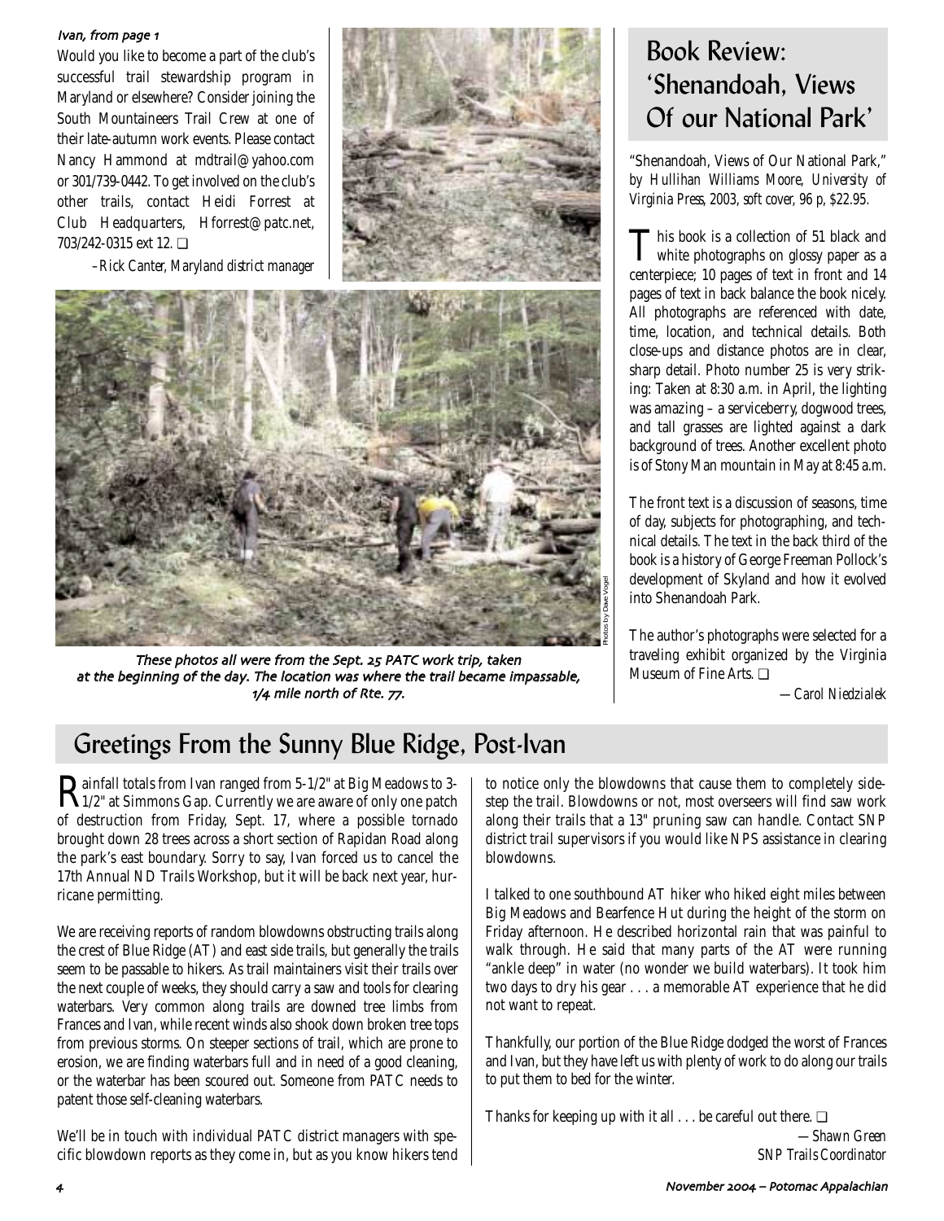*Ivan, from page 1*

Would you like to become a part of the club's successful trail stewardship program in Maryland or elsewhere? Consider joining the South Mountaineers Trail Crew at one of their late-autumn work events. Please contact Nancy Hammond at mdtrail@yahoo.com or 301/739-0442. To get involved on the club's other trails, contact Heidi Forrest at Club Headquarters, Hforrest@patc.net, 703/242-0315 ext 12. ❑

*–Rick Canter, Maryland district manager*

Photos by Dave Vogel

*These photos all were from the Sept. 25 PATC work trip, taken at the beginning of the day. The location was where the trail became impassable, 1/4 mile north of Rte. 77.*

## Book Review: 'Shenandoah, Views Of our National Park'

"Shenandoah, Views of Our National Park," *by Hullihan Williams Moore, University of Virginia Press, 2003, soft cover, 96 p, $22.95.*

This book is a collection of 51 black and white photographs on glossy paper as a centerpiece; 10 pages of text in front and 14 pages of text in back balance the book nicely. All photographs are referenced with date, time, location, and technical details. Both close-ups and distance photos are in clear, sharp detail. Photo number 25 is very striking: Taken at 8:30 a.m. in April, the lighting was amazing – a serviceberry, dogwood trees, and tall grasses are lighted against a dark background of trees. Another excellent photo is of Stony Man mountain in May at 8:45 a.m.

The front text is a discussion of seasons, time of day, subjects for photographing, and technical details. The text in the back third of the book is a history of George Freeman Pollock's development of Skyland and how it evolved into Shenandoah Park.

The author's photographs were selected for a traveling exhibit organized by the Virginia Museum of Fine Arts. ❑

*—Carol Niedzialek*

## Greetings From the Sunny Blue Ridge, Post-Ivan

Rainfall totals from Ivan ranged from 5-1/2" at Big Meadows to 3-1/2" at Simmons Gap. Currently we are aware of only one patch of destruction from Friday, Sept. 17, where a possible tornado brought down 28 trees across a short section of Rapidan Road along the park's east boundary. Sorry to say, Ivan forced us to cancel the 17th Annual ND Trails Workshop, but it will be back next year, hurricane permitting.

We are receiving reports of random blowdowns obstructing trails along the crest of Blue Ridge (AT) and east side trails, but generally the trails seem to be passable to hikers. As trail maintainers visit their trails over the next couple of weeks, they should carry a saw and tools for clearing waterbars. Very common along trails are downed tree limbs from Frances and Ivan, while recent winds also shook down broken tree tops from previous storms. On steeper sections of trail, which are prone to erosion, we are finding waterbars full and in need of a good cleaning, or the waterbar has been scoured out. Someone from PATC needs to patent those self-cleaning waterbars.

We'll be in touch with individual PATC district managers with specific blowdown reports as they come in, but as you know hikers tend to notice only the blowdowns that cause them to completely sidestep the trail. Blowdowns or not, most overseers will find saw work along their trails that a 13" pruning saw can handle. Contact SNP district trail supervisors if you would like NPS assistance in clearing blowdowns.

I talked to one southbound AT hiker who hiked eight miles between Big Meadows and Bearfence Hut during the height of the storm on Friday afternoon. He described horizontal rain that was painful to walk through. He said that many parts of the AT were running "ankle deep" in water (no wonder we build waterbars). It took him two days to dry his gear . . . a memorable AT experience that he did not want to repeat.

Thankfully, our portion of the Blue Ridge dodged the worst of Frances and Ivan, but they have left us with plenty of work to do along our trails to put them to bed for the winter.

Thanks for keeping up with it all . . . be careful out there. ❑

*—Shawn Green*
*SNP Trails Coordinator*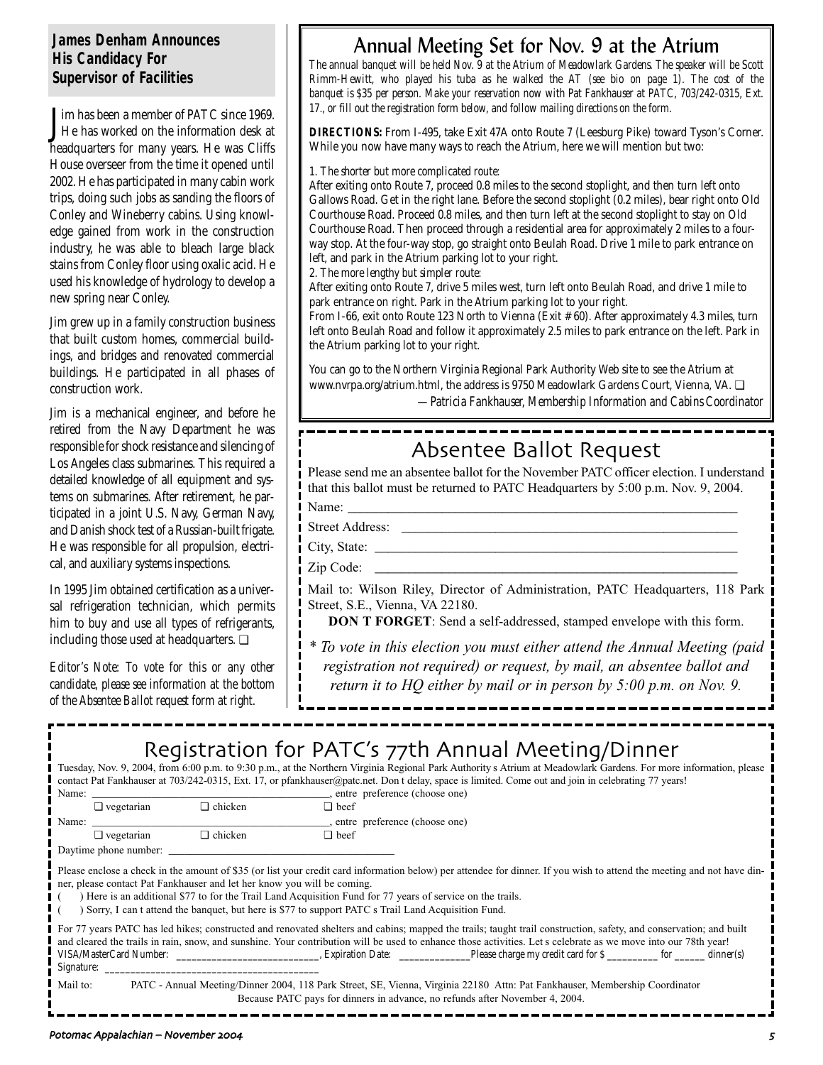## James Denham Announces His Candidacy For Supervisor of Facilities

Jim has been a member of PATC since 1969. He has worked on the information desk at headquarters for many years. He was Cliffs House overseer from the time it opened until 2002. He has participated in many cabin work trips, doing such jobs as sanding the floors of Conley and Wineberry cabins. Using knowledge gained from work in the construction industry, he was able to bleach large black stains from Conley floor using oxalic acid. He used his knowledge of hydrology to develop a new spring near Conley.

Jim grew up in a family construction business that built custom homes, commercial buildings, and bridges and renovated commercial buildings. He participated in all phases of construction work.

Jim is a mechanical engineer, and before he retired from the Navy Department he was responsible for shock resistance and silencing of Los Angeles class submarines. This required a detailed knowledge of all equipment and systems on submarines. After retirement, he participated in a joint U.S. Navy, German Navy, and Danish shock test of a Russian-built frigate. He was responsible for all propulsion, electrical, and auxiliary systems inspections.

In 1995 Jim obtained certification as a universal refrigeration technician, which permits him to buy and use all types of refrigerants, including those used at headquarters. ❑

*Editor's Note: To vote for this or any other candidate, please see information at the bottom of the Absentee Ballot request form at right.*

## Annual Meeting Set for Nov. 9 at the Atrium

*The annual banquet will be held Nov. 9 at the Atrium of Meadowlark Gardens. The speaker will be Scott Rimm-Hewitt, who played his tuba as he walked the AT (see bio on page 1). The cost of the banquet is $35 per person. Make your reservation now with Pat Fankhauser at PATC, 703/242-0315, Ext. 17., or fill out the registration form below, and follow mailing directions on the form.*

**DIRECTIONS:** From I-495, take Exit 47A onto Route 7 (Leesburg Pike) toward Tyson's Corner. While you now have many ways to reach the Atrium, here we will mention but two:

1. *The shorter but more complicated route:*
After exiting onto Route 7, proceed 0.8 miles to the second stoplight, and then turn left onto Gallows Road. Get in the right lane. Before the second stoplight (0.2 miles), bear right onto Old Courthouse Road. Proceed 0.8 miles, and then turn left at the second stoplight to stay on Old Courthouse Road. Then proceed through a residential area for approximately 2 miles to a four-way stop. At the four-way stop, go straight onto Beulah Road. Drive 1 mile to park entrance on left, and park in the Atrium parking lot to your right.
2. *The more lengthy but simpler route:*
After exiting onto Route 7, drive 5 miles west, turn left onto Beulah Road, and drive 1 mile to park entrance on right. Park in the Atrium parking lot to your right.
From I-66, exit onto Route 123 North to Vienna (Exit # 60). After approximately 4.3 miles, turn left onto Beulah Road and follow it approximately 2.5 miles to park entrance on the left. Park in the Atrium parking lot to your right.

You can go to the Northern Virginia Regional Park Authority Web site to see the Atrium at www.nvrpa.org/atrium.html, the address is 9750 Meadowlark Gardens Court, Vienna, VA. ❑

*—Patricia Fankhauser, Membership Information and Cabins Coordinator*

## Absentee Ballot Request

Please send me an absentee ballot for the November PATC officer election. I understand that this ballot must be returned to PATC Headquarters by 5:00 p.m. Nov. 9, 2004.

Name: ______________________________

Street Address: ______________________________

City, State: ______________________________

Zip Code: ______________________________

Mail to: Wilson Riley, Director of Administration, PATC Headquarters, 118 Park Street, S.E., Vienna, VA 22180.

**DON T FORGET**: Send a self-addressed, stamped envelope with this form.

*\* To vote in this election you must either attend the Annual Meeting (paid registration not required) or request, by mail, an absentee ballot and return it to HQ either by mail or in person by 5:00 p.m. on Nov. 9.*

## Registration for PATC's 77th Annual Meeting/Dinner

Tuesday, Nov. 9, 2004, from 6:00 p.m. to 9:30 p.m., at the Northern Virginia Regional Park Authority s Atrium at Meadowlark Gardens. For more information, please contact Pat Fankhauser at 703/242-0315, Ext. 17, or pfankhauser@patc.net. Don t delay, space is limited. Come out and join in celebrating 77 years!

Name: ______________________________, entre preference (choose one)
❑ vegetarian ❑ chicken ❑ beef

Name: ______________________________, entre preference (choose one)
❑ vegetarian ❑ chicken ❑ beef

Daytime phone number: ______________________________

Please enclose a check in the amount of $35 (or list your credit card information below) per attendee for dinner. If you wish to attend the meeting and not have dinner, please contact Pat Fankhauser and let her know you will be coming.

( ) Here is an additional $77 to for the Trail Land Acquisition Fund for 77 years of service on the trails.

( ) Sorry, I can t attend the banquet, but here is $77 to support PATC s Trail Land Acquisition Fund.

For 77 years PATC has led hikes; constructed and renovated shelters and cabins; mapped the trails; taught trail construction, safety, and conservation; and built and cleared the trails in rain, snow, and sunshine. Your contribution will be used to enhance those activities. Let s celebrate as we move into our 78th year!

*VISA/MasterCard Number:* ____________________, *Expiration Date:* __________ *Please charge my credit card for $* ________ *for* ______ *dinner(s)*

*Signature:* ______________________________

Mail to: PATC - Annual Meeting/Dinner 2004, 118 Park Street, SE, Vienna, Virginia 22180 Attn: Pat Fankhauser, Membership Coordinator

Because PATC pays for dinners in advance, no refunds after November 4, 2004.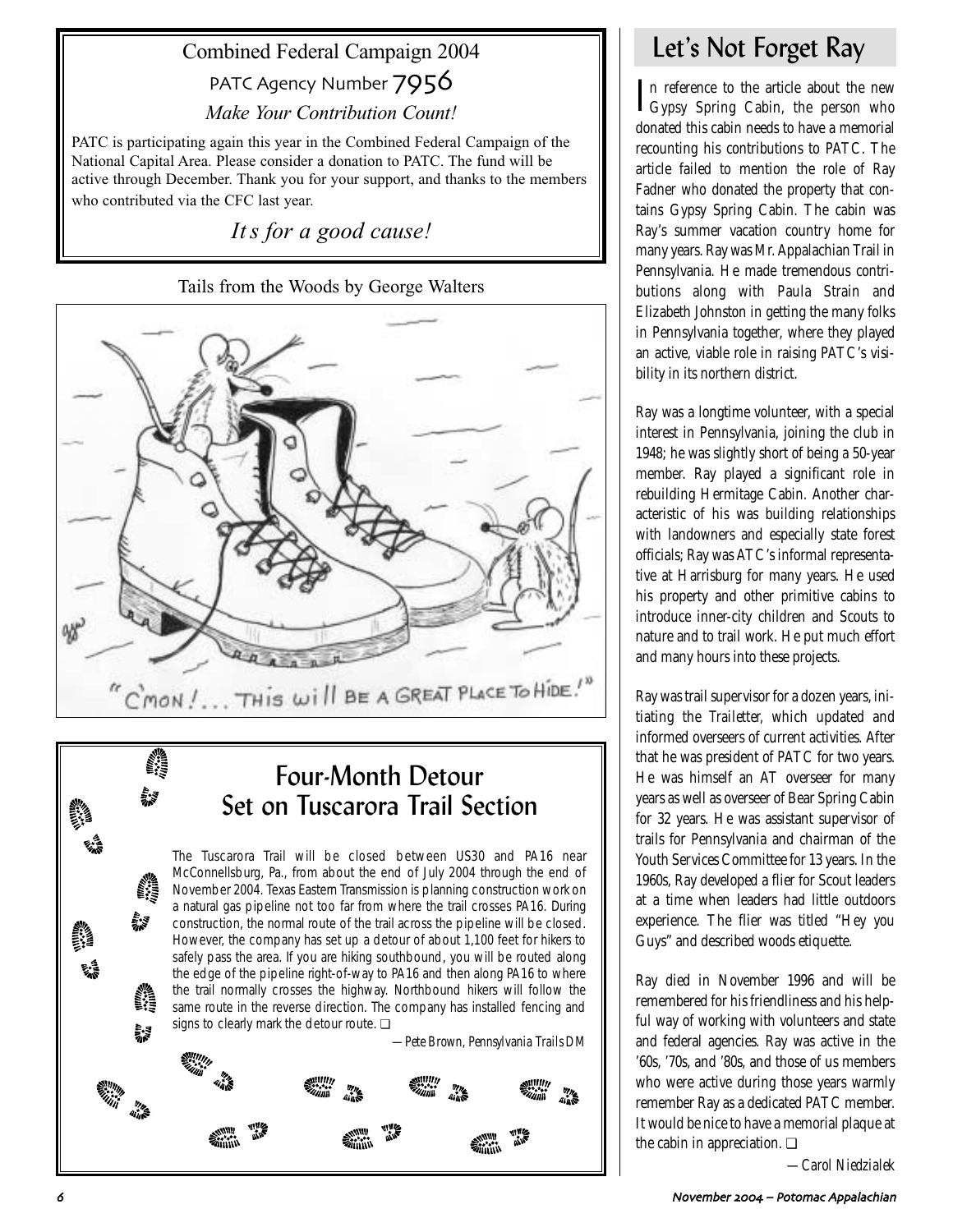## Combined Federal Campaign 2004

PATC Agency Number 7956

*Make Your Contribution Count!*

PATC is participating again this year in the Combined Federal Campaign of the National Capital Area. Please consider a donation to PATC. The fund will be active through December. Thank you for your support, and thanks to the members who contributed via the CFC last year.

*It s for a good cause!*

Tails from the Woods by George Walters

"C'MON!... THIS will BE A GREAT PLACE TO HIDE!"

## Four-Month Detour Set on Tuscarora Trail Section

The Tuscarora Trail will be closed between US30 and PA16 near McConnellsburg, Pa., from about the end of July 2004 through the end of November 2004. Texas Eastern Transmission is planning construction work on a natural gas pipeline not too far from where the trail crosses PA16. During construction, the normal route of the trail across the pipeline will be closed. However, the company has set up a detour of about 1,100 feet for hikers to safely pass the area. If you are hiking southbound, you will be routed along the edge of the pipeline right-of-way to PA16 and then along PA16 to where the trail normally crosses the highway. Northbound hikers will follow the same route in the reverse direction. The company has installed fencing and signs to clearly mark the detour route. ❑

*—Pete Brown, Pennsylvania Trails DM*

## Let's Not Forget Ray

In reference to the article about the new Gypsy Spring Cabin, the person who donated this cabin needs to have a memorial recounting his contributions to PATC. The article failed to mention the role of Ray Fadner who donated the property that contains Gypsy Spring Cabin. The cabin was Ray's summer vacation country home for many years. Ray was Mr. Appalachian Trail in Pennsylvania. He made tremendous contributions along with Paula Strain and Elizabeth Johnston in getting the many folks in Pennsylvania together, where they played an active, viable role in raising PATC's visibility in its northern district.

Ray was a longtime volunteer, with a special interest in Pennsylvania, joining the club in 1948; he was slightly short of being a 50-year member. Ray played a significant role in rebuilding Hermitage Cabin. Another characteristic of his was building relationships with landowners and especially state forest officials; Ray was ATC's informal representative at Harrisburg for many years. He used his property and other primitive cabins to introduce inner-city children and Scouts to nature and to trail work. He put much effort and many hours into these projects.

Ray was trail supervisor for a dozen years, initiating the *Trailetter*, which updated and informed overseers of current activities. After that he was president of PATC for two years. He was himself an AT overseer for many years as well as overseer of Bear Spring Cabin for 32 years. He was assistant supervisor of trails for Pennsylvania and chairman of the Youth Services Committee for 13 years. In the 1960s, Ray developed a flier for Scout leaders at a time when leaders had little outdoors experience. The flier was titled "Hey you Guys" and described woods etiquette.

Ray died in November 1996 and will be remembered for his friendliness and his helpful way of working with volunteers and state and federal agencies. Ray was active in the '60s, '70s, and '80s, and those of us members who were active during those years warmly remember Ray as a dedicated PATC member. It would be nice to have a memorial plaque at the cabin in appreciation. ❑

*—Carol Niedzialek*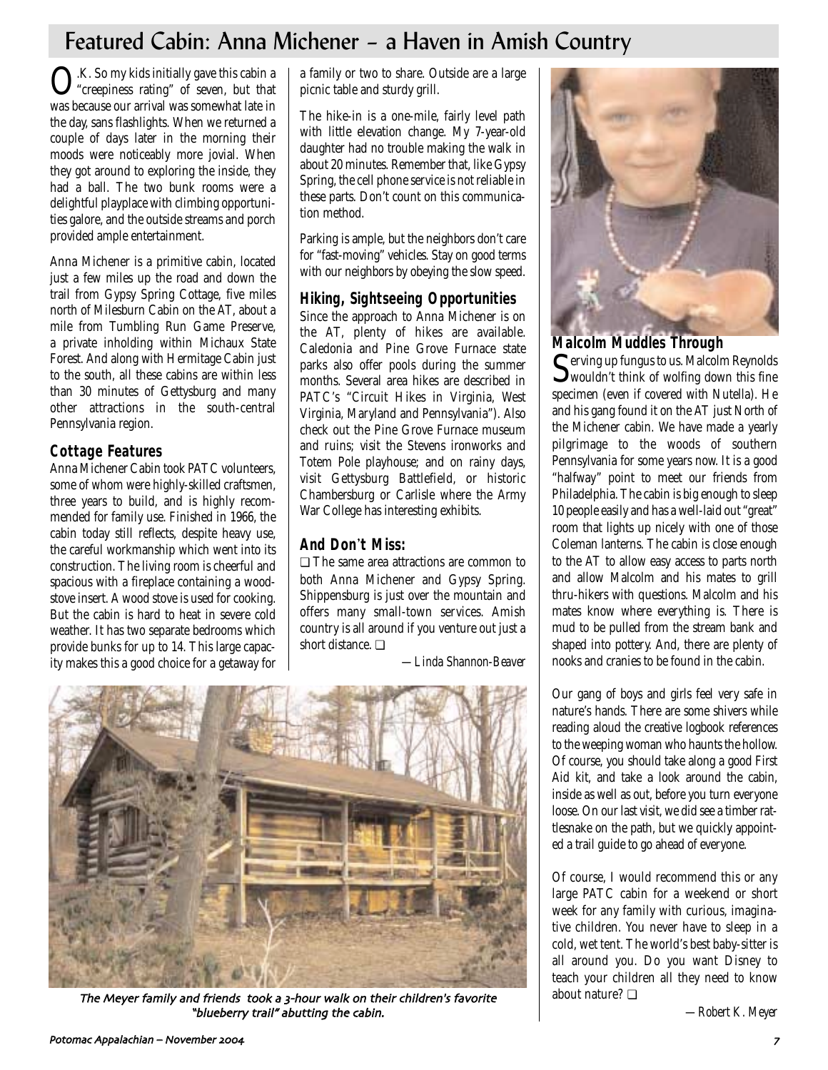# Featured Cabin: Anna Michener – a Haven in Amish Country

O.K. So my kids initially gave this cabin a "creepiness rating" of seven, but that was because our arrival was somewhat late in the day, sans flashlights. When we returned a couple of days later in the morning their moods were noticeably more jovial. When they got around to exploring the inside, they had a ball. The two bunk rooms were a delightful playplace with climbing opportunities galore, and the outside streams and porch provided ample entertainment.

Anna Michener is a primitive cabin, located just a few miles up the road and down the trail from Gypsy Spring Cottage, five miles north of Milesburn Cabin on the AT, about a mile from Tumbling Run Game Preserve, a private inholding within Michaux State Forest. And along with Hermitage Cabin just to the south, all these cabins are within less than 30 minutes of Gettysburg and many other attractions in the south-central Pennsylvania region.

## Cottage Features

Anna Michener Cabin took PATC volunteers, some of whom were highly-skilled craftsmen, three years to build, and is highly recommended for family use. Finished in 1966, the cabin today still reflects, despite heavy use, the careful workmanship which went into its construction. The living room is cheerful and spacious with a fireplace containing a woodstove insert. A wood stove is used for cooking. But the cabin is hard to heat in severe cold weather. It has two separate bedrooms which provide bunks for up to 14. This large capacity makes this a good choice for a getaway for a family or two to share. Outside are a large picnic table and sturdy grill.

The hike-in is a one-mile, fairly level path with little elevation change. My 7-year-old daughter had no trouble making the walk in about 20 minutes. Remember that, like Gypsy Spring, the cell phone service is not reliable in these parts. Don't count on this communication method.

Parking is ample, but the neighbors don't care for "fast-moving" vehicles. Stay on good terms with our neighbors by obeying the slow speed.

## Hiking, Sightseeing Opportunities

Since the approach to Anna Michener is on the AT, plenty of hikes are available. Caledonia and Pine Grove Furnace state parks also offer pools during the summer months. Several area hikes are described in PATC's "Circuit Hikes in Virginia, West Virginia, Maryland and Pennsylvania"). Also check out the Pine Grove Furnace museum and ruins; visit the Stevens ironworks and Totem Pole playhouse; and on rainy days, visit Gettysburg Battlefield, or historic Chambersburg or Carlisle where the Army War College has interesting exhibits.

## And Don't Miss:

❑ The same area attractions are common to both Anna Michener and Gypsy Spring. Shippensburg is just over the mountain and offers many small-town services. Amish country is all around if you venture out just a short distance. ❑

*—Linda Shannon-Beaver*

*The Meyer family and friends took a 3-hour walk on their children's favorite "blueberry trail" abutting the cabin.*

## Malcolm Muddles Through

Serving up fungus to us. Malcolm Reynolds wouldn't think of wolfing down this fine specimen (even if covered with Nutella). He and his gang found it on the AT just North of the Michener cabin. We have made a yearly pilgrimage to the woods of southern Pennsylvania for some years now. It is a good "halfway" point to meet our friends from Philadelphia. The cabin is big enough to sleep 10 people easily and has a well-laid out "great" room that lights up nicely with one of those Coleman lanterns. The cabin is close enough to the AT to allow easy access to parts north and allow Malcolm and his mates to grill thru-hikers with questions. Malcolm and his mates know where everything is. There is mud to be pulled from the stream bank and shaped into pottery. And, there are plenty of nooks and cranies to be found in the cabin.

Our gang of boys and girls feel very safe in nature's hands. There are some shivers while reading aloud the creative logbook references to the weeping woman who haunts the hollow. Of course, you should take along a good First Aid kit, and take a look around the cabin, inside as well as out, before you turn everyone loose. On our last visit, we did see a timber rattlesnake on the path, but we quickly appointed a trail guide to go ahead of everyone.

Of course, I would recommend this or any large PATC cabin for a weekend or short week for any family with curious, imaginative children. You never have to sleep in a cold, wet tent. The world's best baby-sitter is all around you. Do you want Disney to teach your children all they need to know about nature? ❑

*—Robert K. Meyer*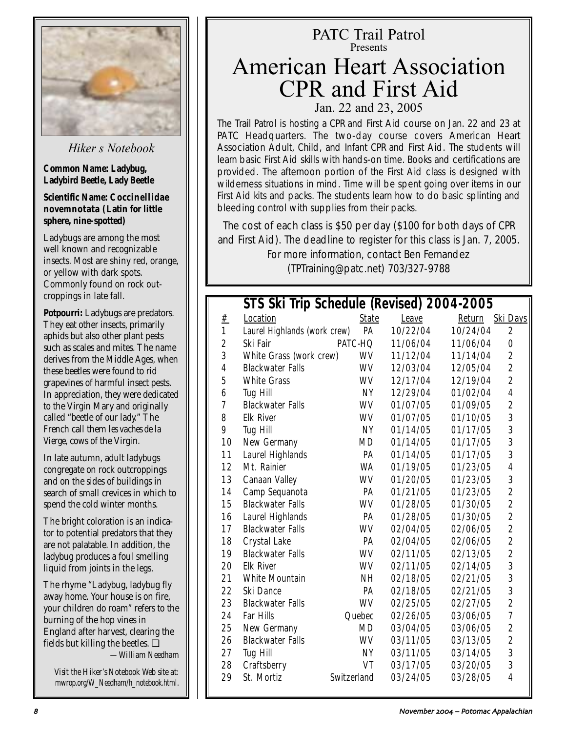*Hiker s Notebook*

**Common Name: Ladybug, Ladybird Beetle, Lady Beetle**

**Scientific Name: Coccinellidae novemnotata (Latin for little sphere, nine-spotted)**

Ladybugs are among the most well known and recognizable insects. Most are shiny red, orange, or yellow with dark spots. Commonly found on rock outcroppings in late fall.

**Potpourri:** Ladybugs are predators. They eat other insects, primarily aphids but also other plant pests such as scales and mites. The name derives from the Middle Ages, when these beetles were found to rid grapevines of harmful insect pests. In appreciation, they were dedicated to the Virgin Mary and originally called "beetle of our lady." The French call them *les vaches de la Vierge*, cows of the Virgin.

In late autumn, adult ladybugs congregate on rock outcroppings and on the sides of buildings in search of small crevices in which to spend the cold winter months.

The bright coloration is an indicator to potential predators that they are not palatable. In addition, the ladybug produces a foul smelling liquid from joints in the legs.

The rhyme "Ladybug, ladybug fly away home. Your house is on fire, your children do roam" refers to the burning of the hop vines in England after harvest, clearing the fields but killing the beetles. ❑

—William Needham

*Visit the Hiker's Notebook Web site at: mwrop.org/W_Needham/h_notebook.html.*

PATC Trail Patrol
Presents

# American Heart Association CPR and First Aid

Jan. 22 and 23, 2005

The Trail Patrol is hosting a CPR and First Aid course on Jan. 22 and 23 at PATC Headquarters. The two-day course covers American Heart Association Adult, Child, and Infant CPR and First Aid. The students will learn basic First Aid skills with hands-on time. Books and certifications are provided. The afternoon portion of the First Aid class is designed with wilderness situations in mind. Time will be spent going over items in our First Aid kits and packs. The students learn how to do basic splinting and bleeding control with supplies from their packs.

The cost of each class is $50 per day ($100 for both days of CPR and First Aid). The deadline to register for this class is Jan. 7, 2005. For more information, contact Ben Fernandez (TPTraining@patc.net) 703/327-9788

## STS Ski Trip Schedule (Revised) 2004-2005

| # | Location | State | Leave | Return | Ski Days |
|---|---|---|---|---|---|
| 1 | Laurel Highlands (work crew) | PA | 10/22/04 | 10/24/04 | 2 |
| 2 | Ski Fair | PATC-HQ | 11/06/04 | 11/06/04 | 0 |
| 3 | White Grass (work crew) | WV | 11/12/04 | 11/14/04 | 2 |
| 4 | Blackwater Falls | WV | 12/03/04 | 12/05/04 | 2 |
| 5 | White Grass | WV | 12/17/04 | 12/19/04 | 2 |
| 6 | Tug Hill | NY | 12/29/04 | 01/02/04 | 4 |
| 7 | Blackwater Falls | WV | 01/07/05 | 01/09/05 | 2 |
| 8 | Elk River | WV | 01/07/05 | 01/10/05 | 3 |
| 9 | Tug Hill | NY | 01/14/05 | 01/17/05 | 3 |
| 10 | New Germany | MD | 01/14/05 | 01/17/05 | 3 |
| 11 | Laurel Highlands | PA | 01/14/05 | 01/17/05 | 3 |
| 12 | Mt. Rainier | WA | 01/19/05 | 01/23/05 | 4 |
| 13 | Canaan Valley | WV | 01/20/05 | 01/23/05 | 3 |
| 14 | Camp Sequanota | PA | 01/21/05 | 01/23/05 | 2 |
| 15 | Blackwater Falls | WV | 01/28/05 | 01/30/05 | 2 |
| 16 | Laurel Highlands | PA | 01/28/05 | 01/30/05 | 2 |
| 17 | Blackwater Falls | WV | 02/04/05 | 02/06/05 | 2 |
| 18 | Crystal Lake | PA | 02/04/05 | 02/06/05 | 2 |
| 19 | Blackwater Falls | WV | 02/11/05 | 02/13/05 | 2 |
| 20 | Elk River | WV | 02/11/05 | 02/14/05 | 3 |
| 21 | White Mountain | NH | 02/18/05 | 02/21/05 | 3 |
| 22 | Ski Dance | PA | 02/18/05 | 02/21/05 | 3 |
| 23 | Blackwater Falls | WV | 02/25/05 | 02/27/05 | 2 |
| 24 | Far Hills | Quebec | 02/26/05 | 03/06/05 | 7 |
| 25 | New Germany | MD | 03/04/05 | 03/06/05 | 2 |
| 26 | Blackwater Falls | WV | 03/11/05 | 03/13/05 | 2 |
| 27 | Tug Hill | NY | 03/11/05 | 03/14/05 | 3 |
| 28 | Craftsberry | VT | 03/17/05 | 03/20/05 | 3 |
| 29 | St. Mortiz | Switzerland | 03/24/05 | 03/28/05 | 4 |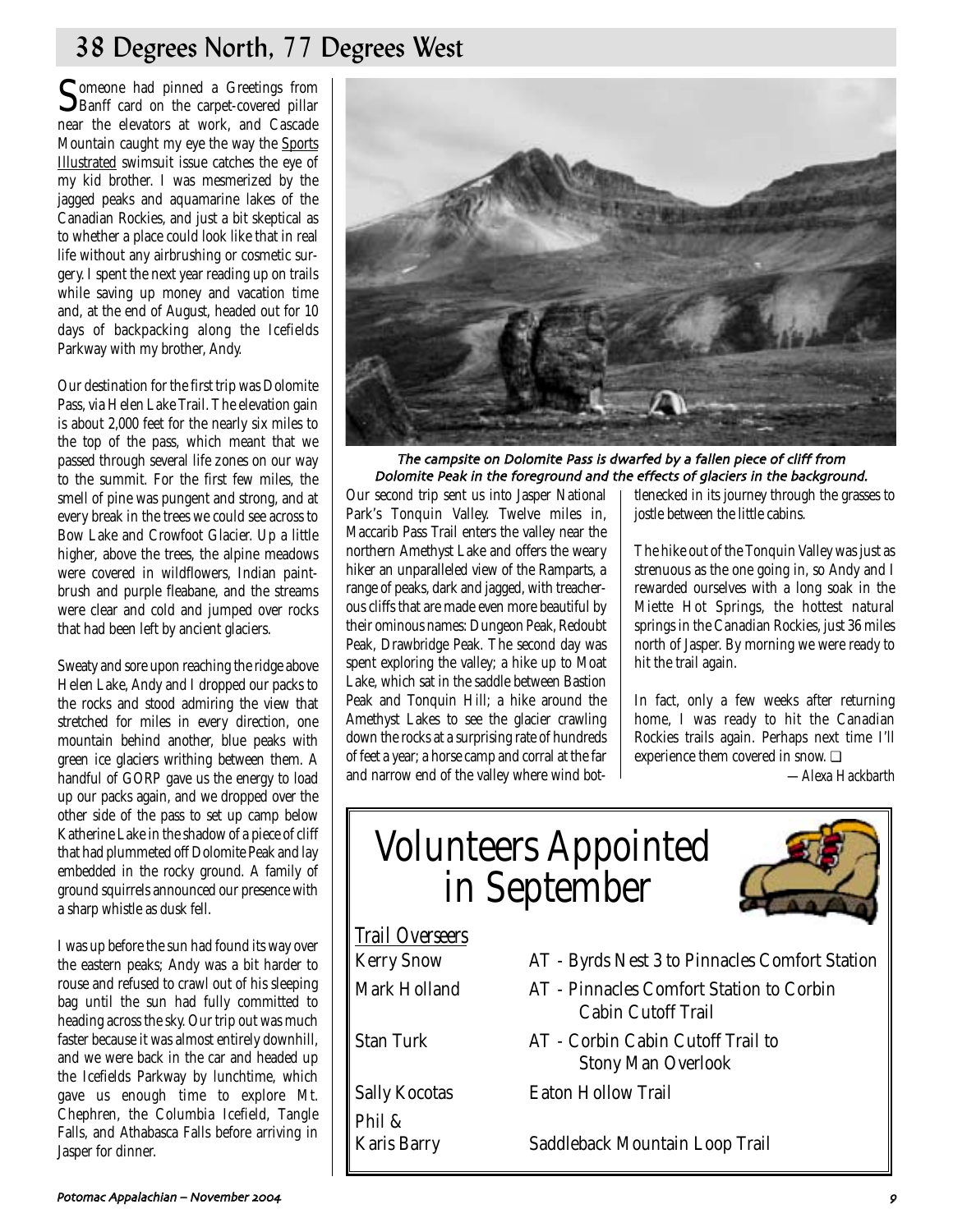# 38 Degrees North, 77 Degrees West

Someone had pinned a Greetings from Banff card on the carpet-covered pillar near the elevators at work, and Cascade Mountain caught my eye the way the Sports Illustrated swimsuit issue catches the eye of my kid brother. I was mesmerized by the jagged peaks and aquamarine lakes of the Canadian Rockies, and just a bit skeptical as to whether a place could look like that in real life without any airbrushing or cosmetic surgery. I spent the next year reading up on trails while saving up money and vacation time and, at the end of August, headed out for 10 days of backpacking along the Icefields Parkway with my brother, Andy.

Our destination for the first trip was Dolomite Pass, via Helen Lake Trail. The elevation gain is about 2,000 feet for the nearly six miles to the top of the pass, which meant that we passed through several life zones on our way to the summit. For the first few miles, the smell of pine was pungent and strong, and at every break in the trees we could see across to Bow Lake and Crowfoot Glacier. Up a little higher, above the trees, the alpine meadows were covered in wildflowers, Indian paintbrush and purple fleabane, and the streams were clear and cold and jumped over rocks that had been left by ancient glaciers.

Sweaty and sore upon reaching the ridge above Helen Lake, Andy and I dropped our packs to the rocks and stood admiring the view that stretched for miles in every direction, one mountain behind another, blue peaks with green ice glaciers writhing between them. A handful of GORP gave us the energy to load up our packs again, and we dropped over the other side of the pass to set up camp below Katherine Lake in the shadow of a piece of cliff that had plummeted off Dolomite Peak and lay embedded in the rocky ground. A family of ground squirrels announced our presence with a sharp whistle as dusk fell.

I was up before the sun had found its way over the eastern peaks; Andy was a bit harder to rouse and refused to crawl out of his sleeping bag until the sun had fully committed to heading across the sky. Our trip out was much faster because it was almost entirely downhill, and we were back in the car and headed up the Icefields Parkway by lunchtime, which gave us enough time to explore Mt. Chephren, the Columbia Icefield, Tangle Falls, and Athabasca Falls before arriving in Jasper for dinner.

*The campsite on Dolomite Pass is dwarfed by a fallen piece of cliff from Dolomite Peak in the foreground and the effects of glaciers in the background.*

Our second trip sent us into Jasper National Park's Tonquin Valley. Twelve miles in, Maccarib Pass Trail enters the valley near the northern Amethyst Lake and offers the weary hiker an unparalleled view of the Ramparts, a range of peaks, dark and jagged, with treacherous cliffs that are made even more beautiful by their ominous names: Dungeon Peak, Redoubt Peak, Drawbridge Peak. The second day was spent exploring the valley; a hike up to Moat Lake, which sat in the saddle between Bastion Peak and Tonquin Hill; a hike around the Amethyst Lakes to see the glacier crawling down the rocks at a surprising rate of hundreds of feet a year; a horse camp and corral at the far and narrow end of the valley where wind bottlenecked in its journey through the grasses to jostle between the little cabins.

The hike out of the Tonquin Valley was just as strenuous as the one going in, so Andy and I rewarded ourselves with a long soak in the Miette Hot Springs, the hottest natural springs in the Canadian Rockies, just 36 miles north of Jasper. By morning we were ready to hit the trail again.

In fact, only a few weeks after returning home, I was ready to hit the Canadian Rockies trails again. Perhaps next time I'll experience them covered in snow. ❑

*—Alexa Hackbarth*

# Volunteers Appointed in September

## Trail Overseers

| | |
|---|---|
| Kerry Snow | AT - Byrds Nest 3 to Pinnacles Comfort Station |
| Mark Holland | AT - Pinnacles Comfort Station to Corbin Cabin Cutoff Trail |
| Stan Turk | AT - Corbin Cabin Cutoff Trail to Stony Man Overlook |
| Sally Kocotas | Eaton Hollow Trail |
| Phil & Karis Barry | Saddleback Mountain Loop Trail |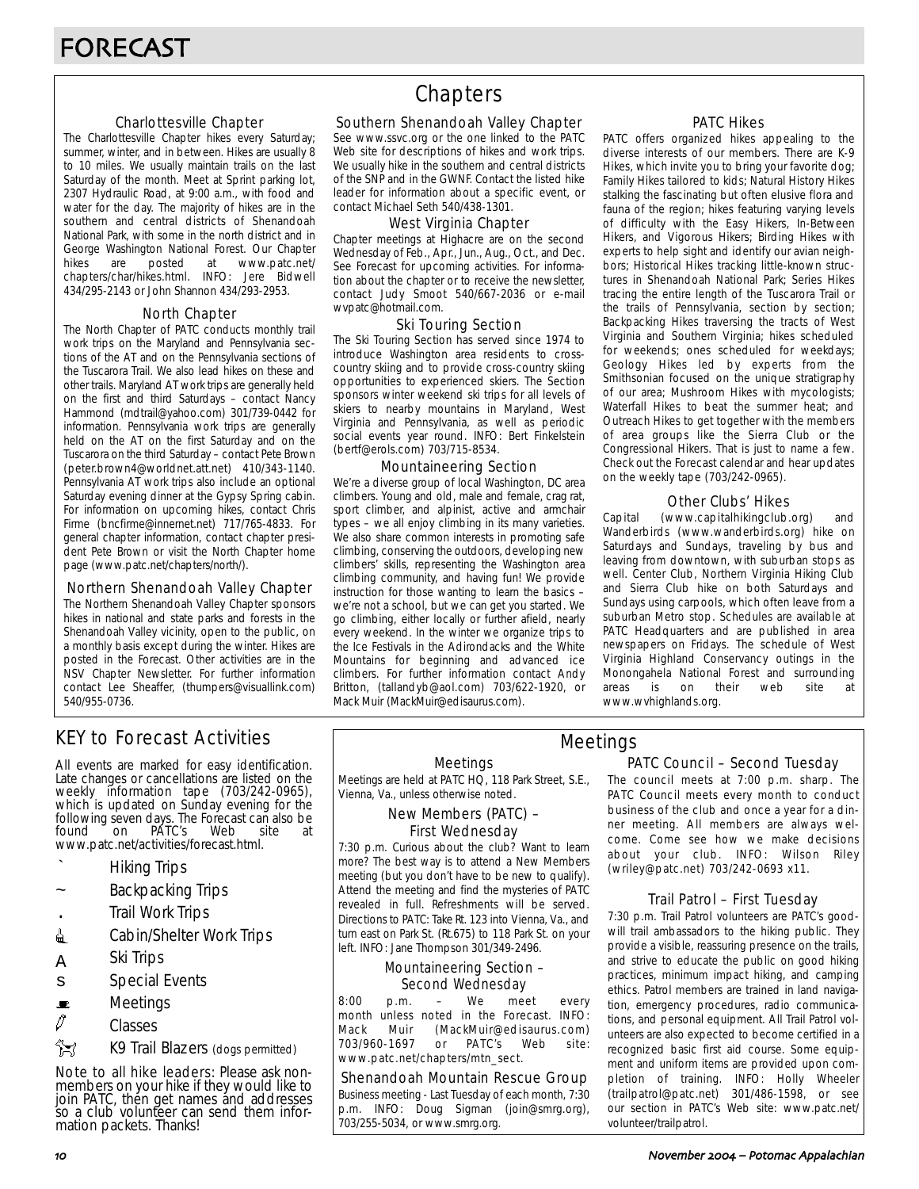# FORECAST

## Chapters

### Charlottesville Chapter

The Charlottesville Chapter hikes every Saturday; summer, winter, and in between. Hikes are usually 8 to 10 miles. We usually maintain trails on the last Saturday of the month. Meet at Sprint parking lot, 2307 Hydraulic Road, at 9:00 a.m., with food and water for the day. The majority of hikes are in the southern and central districts of Shenandoah National Park, with some in the north district and in George Washington National Forest. Our Chapter hikes are posted at www.patc.net/chapters/char/hikes.html. INFO: Jere Bidwell 434/295-2143 or John Shannon 434/293-2953.

### North Chapter

The North Chapter of PATC conducts monthly trail work trips on the Maryland and Pennsylvania sections of the AT and on the Pennsylvania sections of the Tuscarora Trail. We also lead hikes on these and other trails. Maryland AT work trips are generally held on the first and third Saturdays – contact Nancy Hammond (mdtrail@yahoo.com) 301/739-0442 for information. Pennsylvania work trips are generally held on the AT on the first Saturday and on the Tuscarora on the third Saturday – contact Pete Brown (peter.brown4@worldnet.att.net) 410/343-1140. Pennsylvania AT work trips also include an optional Saturday evening dinner at the Gypsy Spring cabin. For information on upcoming hikes, contact Chris Firme (bncfirme@innernet.net) 717/765-4833. For general chapter information, contact chapter president Pete Brown or visit the North Chapter home page (www.patc.net/chapters/north/).

### Northern Shenandoah Valley Chapter

The Northern Shenandoah Valley Chapter sponsors hikes in national and state parks and forests in the Shenandoah Valley vicinity, open to the public, on a monthly basis except during the winter. Hikes are posted in the Forecast. Other activities are in the NSV Chapter Newsletter. For further information contact Lee Sheaffer, (thumpers@visuallink.com) 540/955-0736.

### Southern Shenandoah Valley Chapter

See www.ssvc.org or the one linked to the PATC Web site for descriptions of hikes and work trips. We usually hike in the southern and central districts of the SNP and in the GWNF. Contact the listed hike leader for information about a specific event, or contact Michael Seth 540/438-1301.

### West Virginia Chapter

Chapter meetings at Highacre are on the second Wednesday of Feb., Apr., Jun., Aug., Oct., and Dec. See Forecast for upcoming activities. For information about the chapter or to receive the newsletter, contact Judy Smoot 540/667-2036 or e-mail wvpatc@hotmail.com.

### Ski Touring Section

The Ski Touring Section has served since 1974 to introduce Washington area residents to cross-country skiing and to provide cross-country skiing opportunities to experienced skiers. The Section sponsors winter weekend ski trips for all levels of skiers to nearby mountains in Maryland, West Virginia and Pennsylvania, as well as periodic social events year round. INFO: Bert Finkelstein (bertf@erols.com) 703/715-8534.

### Mountaineering Section

We're a diverse group of local Washington, DC area climbers. Young and old, male and female, crag rat, sport climber, and alpinist, active and armchair types – we all enjoy climbing in its many varieties. We also share common interests in promoting safe climbing, conserving the outdoors, developing new climbers' skills, representing the Washington area climbing community, and having fun! We provide instruction for those wanting to learn the basics – we're not a school, but we can get you started. We go climbing, either locally or further afield, nearly every weekend. In the winter we organize trips to the Ice Festivals in the Adirondacks and the White Mountains for beginning and advanced ice climbers. For further information contact Andy Britton, (tallandyb@aol.com) 703/622-1920, or Mack Muir (MackMuir@edisaurus.com).

### PATC Hikes

PATC offers organized hikes appealing to the diverse interests of our members. There are K-9 Hikes, which invite you to bring your favorite dog; Family Hikes tailored to kids; Natural History Hikes stalking the fascinating but often elusive flora and fauna of the region; hikes featuring varying levels of difficulty with the Easy Hikers, In-Between Hikers, and Vigorous Hikers; Birding Hikes with experts to help sight and identify our avian neighbors; Historical Hikes tracking little-known structures in Shenandoah National Park; Series Hikes tracing the entire length of the Tuscarora Trail or the trails of Pennsylvania, section by section; Backpacking Hikes traversing the tracts of West Virginia and Southern Virginia; hikes scheduled for weekends; ones scheduled for weekdays; Geology Hikes led by experts from the Smithsonian focused on the unique stratigraphy of our area; Mushroom Hikes with mycologists; Waterfall Hikes to beat the summer heat; and Outreach Hikes to get together with the members of area groups like the Sierra Club or the Congressional Hikers. That is just to name a few. Check out the Forecast calendar and hear updates on the weekly tape (703/242-0965).

### Other Clubs' Hikes

Capital (www.capitalhikingclub.org) and Wanderbirds (www.wanderbirds.org) hike on Saturdays and Sundays, traveling by bus and leaving from downtown, with suburban stops as well. Center Club, Northern Virginia Hiking Club and Sierra Club hike on both Saturdays and Sundays using carpools, which often leave from a suburban Metro stop. Schedules are available at PATC Headquarters and are published in area newspapers on Fridays. The schedule of West Virginia Highland Conservancy outings in the Monongahela National Forest and surrounding areas is on their web site at www.wvhighlands.org.

## KEY to Forecast Activities

All events are marked for easy identification. Late changes or cancellations are listed on the weekly information tape (703/242-0965), which is updated on Sunday evening for the following seven days. The Forecast can also be found on PATC's Web site at www.patc.net/activities/forecast.html.

- Hiking Trips
- Backpacking Trips
- Trail Work Trips
- Cabin/Shelter Work Trips
- Ski Trips
- Special Events
- Meetings
- Classes
- K9 Trail Blazers (dogs permitted)

Note to all hike leaders: Please ask non-members on your hike if they would like to join PATC, then get names and addresses so a club volunteer can send them information packets. Thanks!

## Meetings

### Meetings

Meetings are held at PATC HQ, 118 Park Street, S.E., Vienna, Va., unless otherwise noted.

### New Members (PATC) – First Wednesday

7:30 p.m. Curious about the club? Want to learn more? The best way is to attend a New Members meeting (but you don't have to be new to qualify). Attend the meeting and find the mysteries of PATC revealed in full. Refreshments will be served. Directions to PATC: Take Rt. 123 into Vienna, Va., and turn east on Park St. (Rt.675) to 118 Park St. on your left. INFO: Jane Thompson 301/349-2496.

### Mountaineering Section – Second Wednesday

8:00 p.m. – We meet every month unless noted in the Forecast. INFO: Mack Muir (MackMuir@edisaurus.com) 703/960-1697 or PATC's Web site: www.patc.net/chapters/mtn_sect.

### Shenandoah Mountain Rescue Group

Business meeting - Last Tuesday of each month, 7:30 p.m. INFO: Doug Sigman (join@smrg.org), 703/255-5034, or www.smrg.org.

### PATC Council – Second Tuesday

The council meets at 7:00 p.m. sharp. The PATC Council meets every month to conduct business of the club and once a year for a dinner meeting. All members are always welcome. Come see how we make decisions about your club. INFO: Wilson Riley (wriley@patc.net) 703/242-0693 x11.

### Trail Patrol – First Tuesday

7:30 p.m. Trail Patrol volunteers are PATC's goodwill trail ambassadors to the hiking public. They provide a visible, reassuring presence on the trails, and strive to educate the public on good hiking practices, minimum impact hiking, and camping ethics. Patrol members are trained in land navigation, emergency procedures, radio communications, and personal equipment. All Trail Patrol volunteers are also expected to become certified in a recognized basic first aid course. Some equipment and uniform items are provided upon completion of training. INFO: Holly Wheeler (trailpatrol@patc.net) 301/486-1598, or see our section in PATC's Web site: www.patc.net/volunteer/trailpatrol.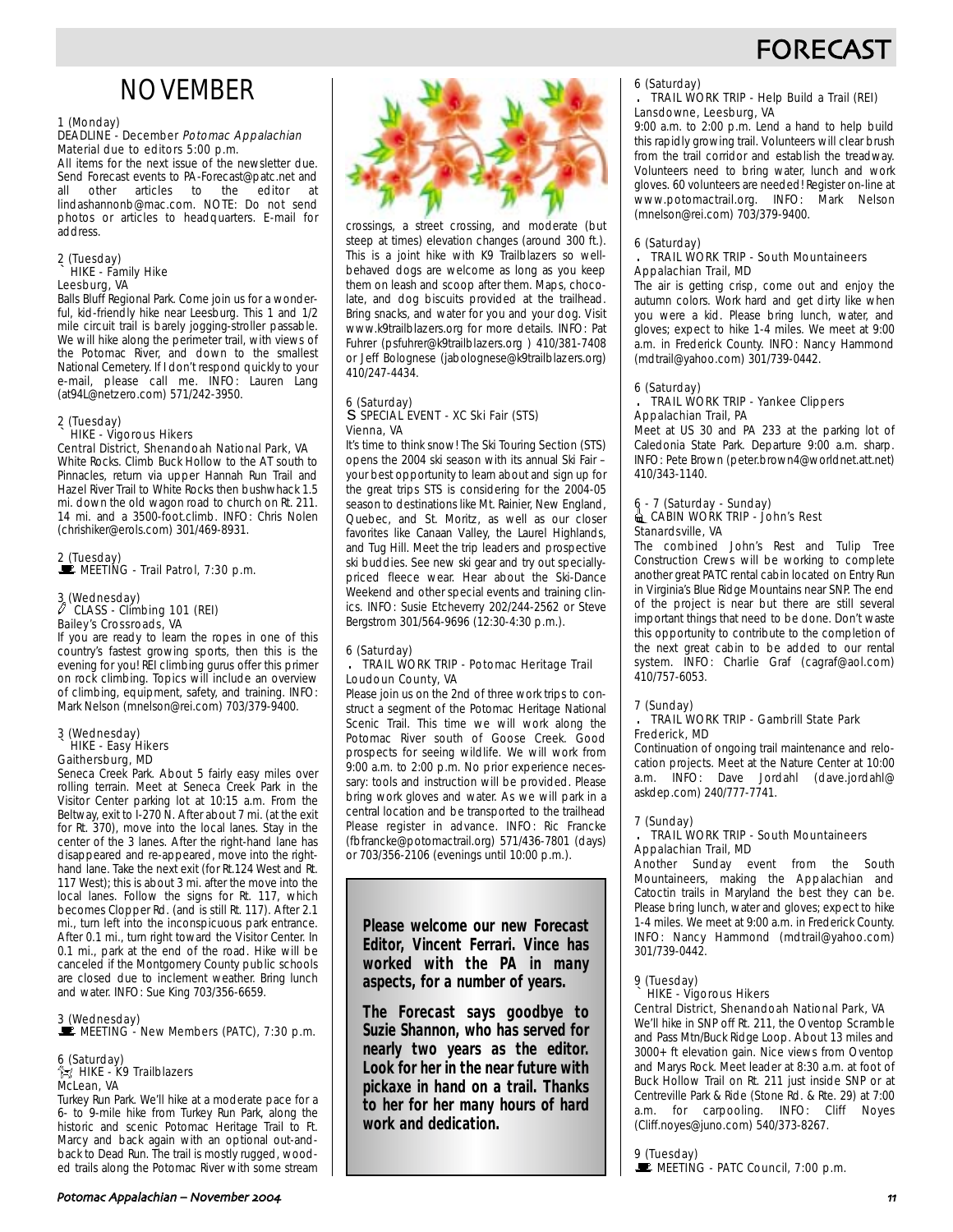# FORECAST

## NOVEMBER

1 (Monday)
DEADLINE - December *Potomac Appalachian* Material due to editors 5:00 p.m.
All items for the next issue of the newsletter due. Send Forecast events to PA-Forecast@patc.net and all other articles to the editor at lindashannonb@mac.com. NOTE: Do not send photos or articles to headquarters. E-mail for address.

2 (Tuesday)
HIKE - Family Hike
Leesburg, VA
Balls Bluff Regional Park. Come join us for a wonderful, kid-friendly hike near Leesburg. This 1 and 1/2 mile circuit trail is barely jogging-stroller passable. We will hike along the perimeter trail, with views of the Potomac River, and down to the smallest National Cemetery. If I don't respond quickly to your e-mail, please call me. INFO: Lauren Lang (at94L@netzero.com) 571/242-3950.

2 (Tuesday)
HIKE - Vigorous Hikers
Central District, Shenandoah National Park, VA
White Rocks. Climb Buck Hollow to the AT south to Pinnacles, return via upper Hannah Run Trail and Hazel River Trail to White Rocks then bushwhack 1.5 mi. down the old wagon road to church on Rt. 211. 14 mi. and a 3500-foot.climb. INFO: Chris Nolen (chrishiker@erols.com) 301/469-8931.

2 (Tuesday)
MEETING - Trail Patrol, 7:30 p.m.

3 (Wednesday)
CLASS - Climbing 101 (REI)
Bailey's Crossroads, VA
If you are ready to learn the ropes in one of this country's fastest growing sports, then this is the evening for you! REI climbing gurus offer this primer on rock climbing. Topics will include an overview of climbing, equipment, safety, and training. INFO: Mark Nelson (mnelson@rei.com) 703/379-9400.

3 (Wednesday)
HIKE - Easy Hikers
Gaithersburg, MD
Seneca Creek Park. About 5 fairly easy miles over rolling terrain. Meet at Seneca Creek Park in the Visitor Center parking lot at 10:15 a.m. From the Beltway, exit to I-270 N. After about 7 mi. (at the exit for Rt. 370), move into the local lanes. Stay in the center of the 3 lanes. After the right-hand lane has disappeared and re-appeared, move into the right-hand lane. Take the next exit (for Rt.124 West and Rt. 117 West); this is about 3 mi. after the move into the local lanes. Follow the signs for Rt. 117, which becomes Clopper Rd. (and is still Rt. 117). After 2.1 mi., turn left into the inconspicuous park entrance. After 0.1 mi., turn right toward the Visitor Center. In 0.1 mi., park at the end of the road. Hike will be canceled if the Montgomery County public schools are closed due to inclement weather. Bring lunch and water. INFO: Sue King 703/356-6659.

3 (Wednesday)
MEETING - New Members (PATC), 7:30 p.m.

6 (Saturday)
HIKE - K9 Trailblazers
McLean, VA
Turkey Run Park. We'll hike at a moderate pace for a 6- to 9-mile hike from Turkey Run Park, along the historic and scenic Potomac Heritage Trail to Ft. Marcy and back again with an optional out-and-back to Dead Run. The trail is mostly rugged, wooded trails along the Potomac River with some stream crossings, a street crossing, and moderate (but steep at times) elevation changes (around 300 ft.). This is a joint hike with K9 Trailblazers so well-behaved dogs are welcome as long as you keep them on leash and scoop after them. Maps, chocolate, and dog biscuits provided at the trailhead. Bring snacks, and water for you and your dog. Visit www.k9trailblazers.org for more details. INFO: Pat Fuhrer (psfuhrer@k9trailblazers.org ) 410/381-7408 or Jeff Bolognese (jabolognese@k9trailblazers.org) 410/247-4434.

6 (Saturday)
SPECIAL EVENT - XC Ski Fair (STS)
Vienna, VA
It's time to think snow! The Ski Touring Section (STS) opens the 2004 ski season with its annual Ski Fair – your best opportunity to learn about and sign up for the great trips STS is considering for the 2004-05 season to destinations like Mt. Rainier, New England, Quebec, and St. Moritz, as well as our closer favorites like Canaan Valley, the Laurel Highlands, and Tug Hill. Meet the trip leaders and prospective ski buddies. See new ski gear and try out specially-priced fleece wear. Hear about the Ski-Dance Weekend and other special events and training clinics. INFO: Susie Etcheverry 202/244-2562 or Steve Bergstrom 301/564-9696 (12:30-4:30 p.m.).

6 (Saturday)
TRAIL WORK TRIP - Potomac Heritage Trail
Loudoun County, VA
Please join us on the 2nd of three work trips to construct a segment of the Potomac Heritage National Scenic Trail. This time we will work along the Potomac River south of Goose Creek. Good prospects for seeing wildlife. We will work from 9:00 a.m. to 2:00 p.m. No prior experience necessary: tools and instruction will be provided. Please bring work gloves and water. As we will park in a central location and be transported to the trailhead Please register in advance. INFO: Ric Francke (fbfrancke@potomactrail.org) 571/436-7801 (days) or 703/356-2106 (evenings until 10:00 p.m.).

**Please welcome our new Forecast Editor, Vincent Ferrari. Vince has worked with the PA in many aspects, for a number of years.**

**The Forecast says goodbye to Suzie Shannon, who has served for nearly two years as the editor. Look for her in the near future with pickaxe in hand on a trail. Thanks to her for her many hours of hard work and dedication.**

6 (Saturday)
TRAIL WORK TRIP - Help Build a Trail (REI)
Lansdowne, Leesburg, VA
9:00 a.m. to 2:00 p.m. Lend a hand to help build this rapidly growing trail. Volunteers will clear brush from the trail corridor and establish the treadway. Volunteers need to bring water, lunch and work gloves. 60 volunteers are needed! Register on-line at www.potomactrail.org. INFO: Mark Nelson (mnelson@rei.com) 703/379-9400.

6 (Saturday)
TRAIL WORK TRIP - South Mountaineers
Appalachian Trail, MD
The air is getting crisp, come out and enjoy the autumn colors. Work hard and get dirty like when you were a kid. Please bring lunch, water, and gloves; expect to hike 1-4 miles. We meet at 9:00 a.m. in Frederick County. INFO: Nancy Hammond (mdtrail@yahoo.com) 301/739-0442.

6 (Saturday)
TRAIL WORK TRIP - Yankee Clippers
Appalachian Trail, PA
Meet at US 30 and PA 233 at the parking lot of Caledonia State Park. Departure 9:00 a.m. sharp. INFO: Pete Brown (peter.brown4@worldnet.att.net) 410/343-1140.

6 - 7 (Saturday - Sunday)
CABIN WORK TRIP - John's Rest
Stanardsville, VA
The combined John's Rest and Tulip Tree Construction Crews will be working to complete another great PATC rental cabin located on Entry Run in Virginia's Blue Ridge Mountains near SNP. The end of the project is near but there are still several important things that need to be done. Don't waste this opportunity to contribute to the completion of the next great cabin to be added to our rental system. INFO: Charlie Graf (cagraf@aol.com) 410/757-6053.

7 (Sunday)
TRAIL WORK TRIP - Gambrill State Park
Frederick, MD
Continuation of ongoing trail maintenance and relocation projects. Meet at the Nature Center at 10:00 a.m. INFO: Dave Jordahl (dave.jordahl@askdep.com) 240/777-7741.

7 (Sunday)
TRAIL WORK TRIP - South Mountaineers
Appalachian Trail, MD
Another Sunday event from the South Mountaineers, making the Appalachian and Catoctin trails in Maryland the best they can be. Please bring lunch, water and gloves; expect to hike 1-4 miles. We meet at 9:00 a.m. in Frederick County. INFO: Nancy Hammond (mdtrail@yahoo.com) 301/739-0442.

9 (Tuesday)
HIKE - Vigorous Hikers
Central District, Shenandoah National Park, VA
We'll hike in SNP off Rt. 211, the Oventop Scramble and Pass Mtn/Buck Ridge Loop. About 13 miles and 3000+ ft elevation gain. Nice views from Oventop and Marys Rock. Meet leader at 8:30 a.m. at foot of Buck Hollow Trail on Rt. 211 just inside SNP or at Centreville Park & Ride (Stone Rd. & Rte. 29) at 7:00 a.m. for carpooling. INFO: Cliff Noyes (Cliff.noyes@juno.com) 540/373-8267.

9 (Tuesday)
MEETING - PATC Council, 7:00 p.m.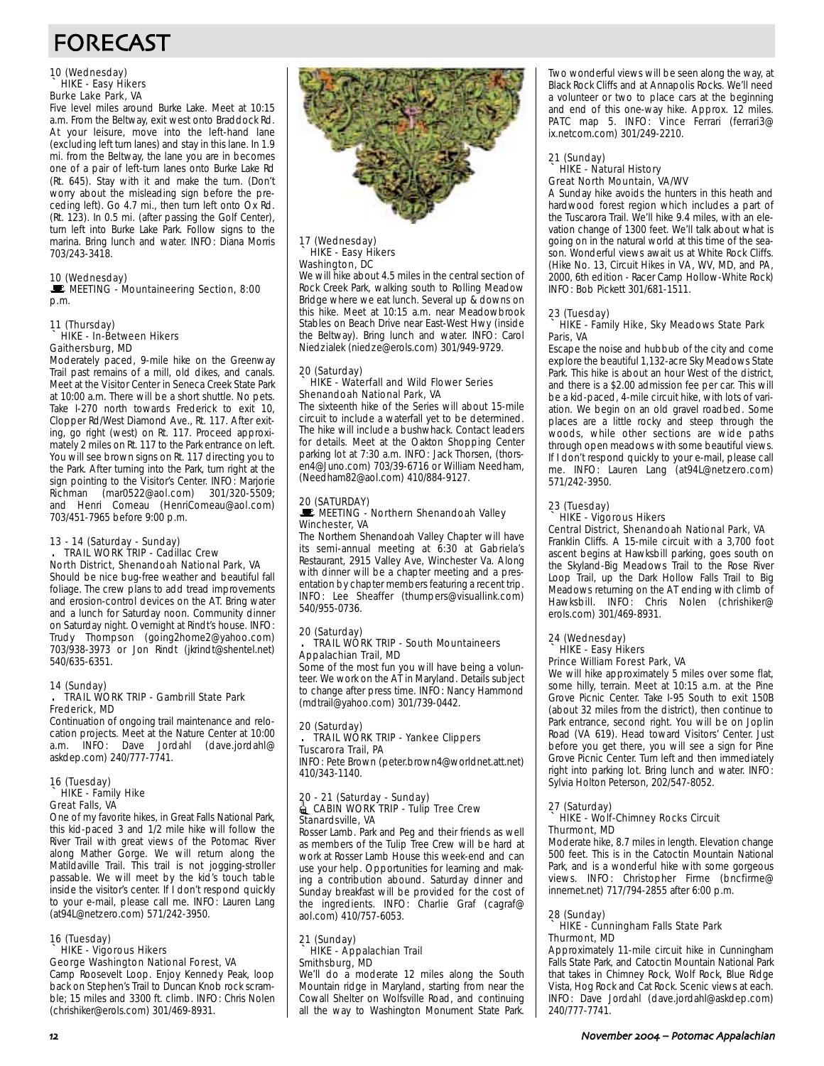# FORECAST

10 (Wednesday)
` HIKE - Easy Hikers
Burke Lake Park, VA

Five level miles around Burke Lake. Meet at 10:15 a.m. From the Beltway, exit west onto Braddock Rd. At your leisure, move into the left-hand lane (excluding left turn lanes) and stay in this lane. In 1.9 mi. from the Beltway, the lane you are in becomes one of a pair of left-turn lanes onto Burke Lake Rd (Rt. 645). Stay with it and make the turn. (Don't worry about the misleading sign before the preceding left). Go 4.7 mi., then turn left onto Ox Rd. (Rt. 123). In 0.5 mi. (after passing the Golf Center), turn left into Burke Lake Park. Follow signs to the marina. Bring lunch and water. INFO: Diana Morris 703/243-3418.

10 (Wednesday)
MEETING - Mountaineering Section, 8:00 p.m.

11 (Thursday)
` HIKE - In-Between Hikers
Gaithersburg, MD

Moderately paced, 9-mile hike on the Greenway Trail past remains of a mill, old dikes, and canals. Meet at the Visitor Center in Seneca Creek State Park at 10:00 a.m. There will be a short shuttle. No pets. Take I-270 north towards Frederick to exit 10, Clopper Rd/West Diamond Ave., Rt. 117. After exiting, go right (west) on Rt. 117. Proceed approximately 2 miles on Rt. 117 to the Park entrance on left. You will see brown signs on Rt. 117 directing you to the Park. After turning into the Park, turn right at the sign pointing to the Visitor's Center. INFO: Marjorie Richman (mar0522@aol.com) 301/320-5509; and Henri Comeau (HenriComeau@aol.com) 703/451-7965 before 9:00 p.m.

13 - 14 (Saturday - Sunday)
. TRAIL WORK TRIP - Cadillac Crew
North District, Shenandoah National Park, VA

Should be nice bug-free weather and beautiful fall foliage. The crew plans to add tread improvements and erosion-control devices on the AT. Bring water and a lunch for Saturday noon. Community dinner on Saturday night. Overnight at Rindt's house. INFO: Trudy Thompson (going2home2@yahoo.com) 703/938-3973 or Jon Rindt (jkrindt@shentel.net) 540/635-6351.

14 (Sunday)
. TRAIL WORK TRIP - Gambrill State Park
Frederick, MD

Continuation of ongoing trail maintenance and relocation projects. Meet at the Nature Center at 10:00 a.m. INFO: Dave Jordahl (dave.jordahl@askdep.com) 240/777-7741.

16 (Tuesday)
` HIKE - Family Hike
Great Falls, VA

One of my favorite hikes, in Great Falls National Park, this kid-paced 3 and 1/2 mile hike will follow the River Trail with great views of the Potomac River along Mather Gorge. We will return along the Matildaville Trail. This trail is not jogging-stroller passable. We will meet by the kid's touch table inside the visitor's center. If I don't respond quickly to your e-mail, please call me. INFO: Lauren Lang (at94L@netzero.com) 571/242-3950.

16 (Tuesday)
` HIKE - Vigorous Hikers
George Washington National Forest, VA

Camp Roosevelt Loop. Enjoy Kennedy Peak, loop back on Stephen's Trail to Duncan Knob rock scramble; 15 miles and 3300 ft. climb. INFO: Chris Nolen (chrishiker@erols.com) 301/469-8931.

17 (Wednesday)
` HIKE - Easy Hikers
Washington, DC

We will hike about 4.5 miles in the central section of Rock Creek Park, walking south to Rolling Meadow Bridge where we eat lunch. Several up & downs on this hike. Meet at 10:15 a.m. near Meadowbrook Stables on Beach Drive near East-West Hwy (inside the Beltway). Bring lunch and water. INFO: Carol Niedzialek (niedze@erols.com) 301/949-9729.

20 (Saturday)
` HIKE - Waterfall and Wild Flower Series
Shenandoah National Park, VA

The sixteenth hike of the Series will about 15-mile circuit to include a waterfall yet to be determined. The hike will include a bushwhack. Contact leaders for details. Meet at the Oakton Shopping Center parking lot at 7:30 a.m. INFO: Jack Thorsen, (thorsen4@Juno.com) 703/39-6716 or William Needham, (Needham82@aol.com) 410/884-9127.

20 (SATURDAY)
MEETING - Northern Shenandoah Valley
Winchester, VA

The Northern Shenandoah Valley Chapter will have its semi-annual meeting at 6:30 at Gabriela's Restaurant, 2915 Valley Ave, Winchester Va. Along with dinner will be a chapter meeting and a presentation by chapter members featuring a recent trip. INFO: Lee Sheaffer (thumpers@visuallink.com) 540/955-0736.

20 (Saturday)
. TRAIL WORK TRIP - South Mountaineers
Appalachian Trail, MD

Some of the most fun you will have being a volunteer. We work on the AT in Maryland. Details subject to change after press time. INFO: Nancy Hammond (mdtrail@yahoo.com) 301/739-0442.

20 (Saturday)
. TRAIL WORK TRIP - Yankee Clippers
Tuscarora Trail, PA

INFO: Pete Brown (peter.brown4@worldnet.att.net) 410/343-1140.

20 - 21 (Saturday - Sunday)
CABIN WORK TRIP - Tulip Tree Crew
Stanardsville, VA

Rosser Lamb. Park and Peg and their friends as well as members of the Tulip Tree Crew will be hard at work at Rosser Lamb House this week-end and can use your help. Opportunities for learning and making a contribution abound. Saturday dinner and Sunday breakfast will be provided for the cost of the ingredients. INFO: Charlie Graf (cagraf@aol.com) 410/757-6053.

21 (Sunday)
` HIKE - Appalachian Trail
Smithsburg, MD

We'll do a moderate 12 miles along the South Mountain ridge in Maryland, starting from near the Cowall Shelter on Wolfsville Road, and continuing all the way to Washington Monument State Park. Two wonderful views will be seen along the way, at Black Rock Cliffs and at Annapolis Rocks. We'll need a volunteer or two to place cars at the beginning and end of this one-way hike. Approx. 12 miles. PATC map 5. INFO: Vince Ferrari (ferrari3@ix.netcom.com) 301/249-2210.

21 (Sunday)
` HIKE - Natural History
Great North Mountain, VA/WV

A Sunday hike avoids the hunters in this heath and hardwood forest region which includes a part of the Tuscarora Trail. We'll hike 9.4 miles, with an elevation change of 1300 feet. We'll talk about what is going on in the natural world at this time of the season. Wonderful views await us at White Rock Cliffs. (Hike No. 13, Circuit Hikes in VA, WV, MD, and PA, 2000, 6th edition - Racer Camp Hollow-White Rock) INFO: Bob Pickett 301/681-1511.

23 (Tuesday)
` HIKE - Family Hike, Sky Meadows State Park
Paris, VA

Escape the noise and hubbub of the city and come explore the beautiful 1,132-acre Sky Meadows State Park. This hike is about an hour West of the district, and there is a $2.00 admission fee per car. This will be a kid-paced, 4-mile circuit hike, with lots of variation. We begin on an old gravel roadbed. Some places are a little rocky and steep through the woods, while other sections are wide paths through open meadows with some beautiful views. If I don't respond quickly to your e-mail, please call me. INFO: Lauren Lang (at94L@netzero.com) 571/242-3950.

23 (Tuesday)
` HIKE - Vigorous Hikers
Central District, Shenandoah National Park, VA

Franklin Cliffs. A 15-mile circuit with a 3,700 foot ascent begins at Hawksbill parking, goes south on the Skyland-Big Meadows Trail to the Rose River Loop Trail, up the Dark Hollow Falls Trail to Big Meadows returning on the AT ending with climb of Hawksbill. INFO: Chris Nolen (chrishiker@erols.com) 301/469-8931.

24 (Wednesday)
` HIKE - Easy Hikers
Prince William Forest Park, VA

We will hike approximately 5 miles over some flat, some hilly, terrain. Meet at 10:15 a.m. at the Pine Grove Picnic Center. Take I-95 South to exit 150B (about 32 miles from the district), then continue to Park entrance, second right. You will be on Joplin Road (VA 619). Head toward Visitors' Center. Just before you get there, you will see a sign for Pine Grove Picnic Center. Turn left and then immediately right into parking lot. Bring lunch and water. INFO: Sylvia Holton Peterson, 202/547-8052.

27 (Saturday)
` HIKE - Wolf-Chimney Rocks Circuit
Thurmont, MD

Moderate hike, 8.7 miles in length. Elevation change 500 feet. This is in the Catoctin Mountain National Park, and is a wonderful hike with some gorgeous views. INFO: Christopher Firme (bncfirme@innernet.net) 717/794-2855 after 6:00 p.m.

28 (Sunday)
` HIKE - Cunningham Falls State Park
Thurmont, MD

Approximately 11-mile circuit hike in Cunningham Falls State Park, and Catoctin Mountain National Park that takes in Chimney Rock, Wolf Rock, Blue Ridge Vista, Hog Rock and Cat Rock. Scenic views at each. INFO: Dave Jordahl (dave.jordahl@askdep.com) 240/777-7741.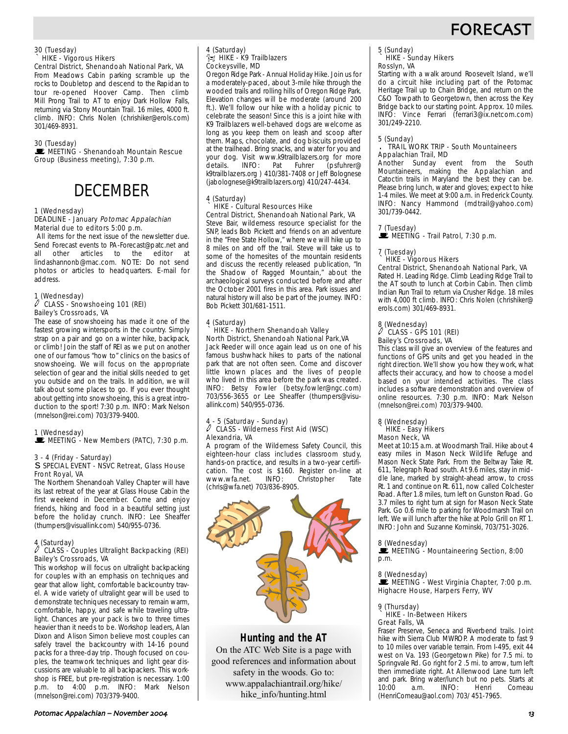30 (Tuesday)
HIKE - Vigorous Hikers
Central District, Shenandoah National Park, VA
From Meadows Cabin parking scramble up the rocks to Doubletop and descend to the Rapidan to tour re-opened Hoover Camp. Then climb Mill Prong Trail to AT to enjoy Dark Hollow Falls, returning via Stony Mountain Trail. 16 miles, 4000 ft. climb. INFO: Chris Nolen (chrishiker@erols.com) 301/469-8931.

30 (Tuesday)
MEETING - Shenandoah Mountain Rescue Group (Business meeting), 7:30 p.m.

# DECEMBER

1 (Wednesday)
DEADLINE - January *Potomac Appalachian*
Material due to editors 5:00 p.m.
All items for the next issue of the newsletter due. Send Forecast events to PA-Forecast@patc.net and all other articles to the editor at lindashannonb@mac.com. NOTE: Do not send photos or articles to headquarters. E-mail for address.

1 (Wednesday)
CLASS - Snowshoeing 101 (REI)
Bailey's Crossroads, VA
The ease of snowshoeing has made it one of the fastest growing wintersports in the country. Simply strap on a pair and go on a winter hike, backpack, or climb! Join the staff of REI as we put on another one of our famous "how to" clinics on the basics of snowshoeing. We will focus on the appropriate selection of gear and the initial skills needed to get you outside and on the trails. In addition, we will talk about some places to go. If you ever thought about getting into snowshoeing, this is a great introduction to the sport! 7:30 p.m. INFO: Mark Nelson (mnelson@rei.com) 703/379-9400.

1 (Wednesday)
MEETING - New Members (PATC), 7:30 p.m.

3 - 4 (Friday - Saturday)
SPECIAL EVENT - NSVC Retreat, Glass House
Front Royal, VA
The Northern Shenandoah Valley Chapter will have its last retreat of the year at Glass House Cabin the first weekend in December. Come and enjoy friends, hiking and food in a beautiful setting just before the holiday crunch. INFO: Lee Sheaffer (thumpers@visuallink.com) 540/955-0736.

4 (Saturday)
CLASS - Couples Ultralight Backpacking (REI)
Bailey's Crossroads, VA
This workshop will focus on ultralight backpacking for couples with an emphasis on techniques and gear that allow light, comfortable backcountry travel. A wide variety of ultralight gear will be used to demonstrate techniques necessary to remain warm, comfortable, happy, and safe while traveling ultralight. Chances are your pack is two to three times heavier than it needs to be. Workshop leaders, Alan Dixon and Alison Simon believe most couples can safely travel the backcountry with 14-16 pound packs for a three-day trip. Though focused on couples, the teamwork techniques and light gear discussions are valuable to all backpackers. This workshop is FREE, but pre-registration is necessary. 1:00 p.m. to 4:00 p.m. INFO: Mark Nelson (mnelson@rei.com) 703/379-9400.

4 (Saturday)
HIKE - K9 Trailblazers
Cockeysville, MD
Oregon Ridge Park - Annual Holiday Hike. Join us for a moderately-paced, about 3-mile hike through the wooded trails and rolling hills of Oregon Ridge Park. Elevation changes will be moderate (around 200 ft.). We'll follow our hike with a holiday picnic to celebrate the season! Since this is a joint hike with K9 Trailblazers well-behaved dogs are welcome as long as you keep them on leash and scoop after them. Maps, chocolate, and dog biscuits provided at the trailhead. Bring snacks, and water for you and your dog. Visit www.k9trailblazers.org for more details. INFO: Pat Fuhrer (psfuhrer@k9trailblazers.org ) 410/381-7408 or Jeff Bolognese (jabolognese@k9trailblazers.org) 410/247-4434.

4 (Saturday)
HIKE - Cultural Resources Hike
Central District, Shenandoah National Park, VA
Steve Bair, wilderness resource specialist for the SNP, leads Bob Pickett and friends on an adventure in the "Free State Hollow," where we will hike up to 8 miles on and off the trail. Steve will take us to some of the homesites of the mountain residents and discuss the recently released publication, "In the Shadow of Ragged Mountain," about the archaeological surveys conducted before and after the October 2001 fires in this area. Park issues and natural history will also be part of the journey. INFO: Bob Pickett 301/681-1511.

4 (Saturday)
HIKE - Northern Shenandoah Valley
North District, Shenandoah National Park,VA
Jack Reeder will once again lead us on one of his famous bushwhack hikes to parts of the national park that are not often seen. Come and discover little known places and the lives of people who lived in this area before the park was created. INFO: Betsy Fowler (betsy.fowler@ngc.com) 703/556-3655 or Lee Sheaffer (thumpers@visuallink.com) 540/955-0736.

4 - 5 (Saturday - Sunday)
CLASS - Wilderness First Aid (WSC)
Alexandria, VA
A program of the Wilderness Safety Council, this eighteen-hour class includes classroom study, hands-on practice, and results in a two-year certification. The cost is $160. Register on-line at www.wfa.net. INFO: Christopher Tate (chris@wfa.net) 703/836-8905.

**Hunting and the AT**

On the ATC Web Site is a page with good references and information about safety in the woods. Go to: www.appalachiantrail.org/hike/hike_info/hunting.html

5 (Sunday)
HIKE - Sunday Hikers
Rosslyn, VA
Starting with a walk around Roosevelt Island, we'll do a circuit hike including part of the Potomac Heritage Trail up to Chain Bridge, and return on the C&O Towpath to Georgetown, then across the Key Bridge back to our starting point. Approx. 10 miles. INFO: Vince Ferrari (ferrari3@ix.netcom.com) 301/249-2210.

5 (Sunday)
TRAIL WORK TRIP - South Mountaineers
Appalachian Trail, MD
Another Sunday event from the South Mountaineers, making the Appalachian and Catoctin trails in Maryland the best they can be. Please bring lunch, water and gloves; expect to hike 1-4 miles. We meet at 9:00 a.m. in Frederick County. INFO: Nancy Hammond (mdtrail@yahoo.com) 301/739-0442.

7 (Tuesday)
MEETING - Trail Patrol, 7:30 p.m.

7 (Tuesday)
HIKE - Vigorous Hikers
Central District, Shenandoah National Park, VA
Rated H. Leading Ridge. Climb Leading Ridge Trail to the AT south to lunch at Corbin Cabin. Then climb Indian Run Trail to return via Crusher Ridge. 18 miles with 4,000 ft climb. INFO: Chris Nolen (chrishiker@erols.com) 301/469-8931.

8 (Wednesday)
CLASS - GPS 101 (REI)
Bailey's Crossroads, VA
This class will give an overview of the features and functions of GPS units and get you headed in the right direction. We'll show you how they work, what affects their accuracy, and how to choose a model based on your intended activities. The class includes a software demonstration and overview of online resources. 7:30 p.m. INFO: Mark Nelson (mnelson@rei.com) 703/379-9400.

8 (Wednesday)
HIKE - Easy Hikers
Mason Neck, VA
Meet at 10:15 a.m. at Woodmarsh Trail. Hike about 4 easy miles in Mason Neck Wildlife Refuge and Mason Neck State Park. From the Beltway Take Rt. 611, Telegraph Road south. At 9.6 miles, stay in middle lane, marked by straight-ahead arrow, to cross Rt. 1 and continue on Rt. 611, now called Colchester Road. After 1.8 miles, turn left on Gunston Road. Go 3.7 miles to right turn at sign for Mason Neck State Park. Go 0.6 mile to parking for Woodmarsh Trail on left. We will lunch after the hike at Polo Grill on RT 1. INFO: John and Suzanne Kominski, 703/751-3026.

8 (Wednesday)
MEETING - Mountaineering Section, 8:00 p.m.

8 (Wednesday)
MEETING - West Virginia Chapter, 7:00 p.m.
Highacre House, Harpers Ferry, WV

9 (Thursday)
HIKE - In-Between Hikers
Great Falls, VA
Fraser Preserve, Seneca and Riverbend trails. Joint hike with Sierra Club MWROP. A moderate to fast 9 to 10 miles over variable terrain. From I-495, exit 44 west on Va. 193 (Georgetown Pike) for 7.5 mi. to Springvale Rd. Go right for 2 .5 mi. to arrow, turn left then immediate right. At Allenwood Lane turn left and park. Bring water/lunch but no pets. Starts at 10:00 a.m. INFO: Henri Comeau (HenriComeau@aol.com) 703/ 451-7965.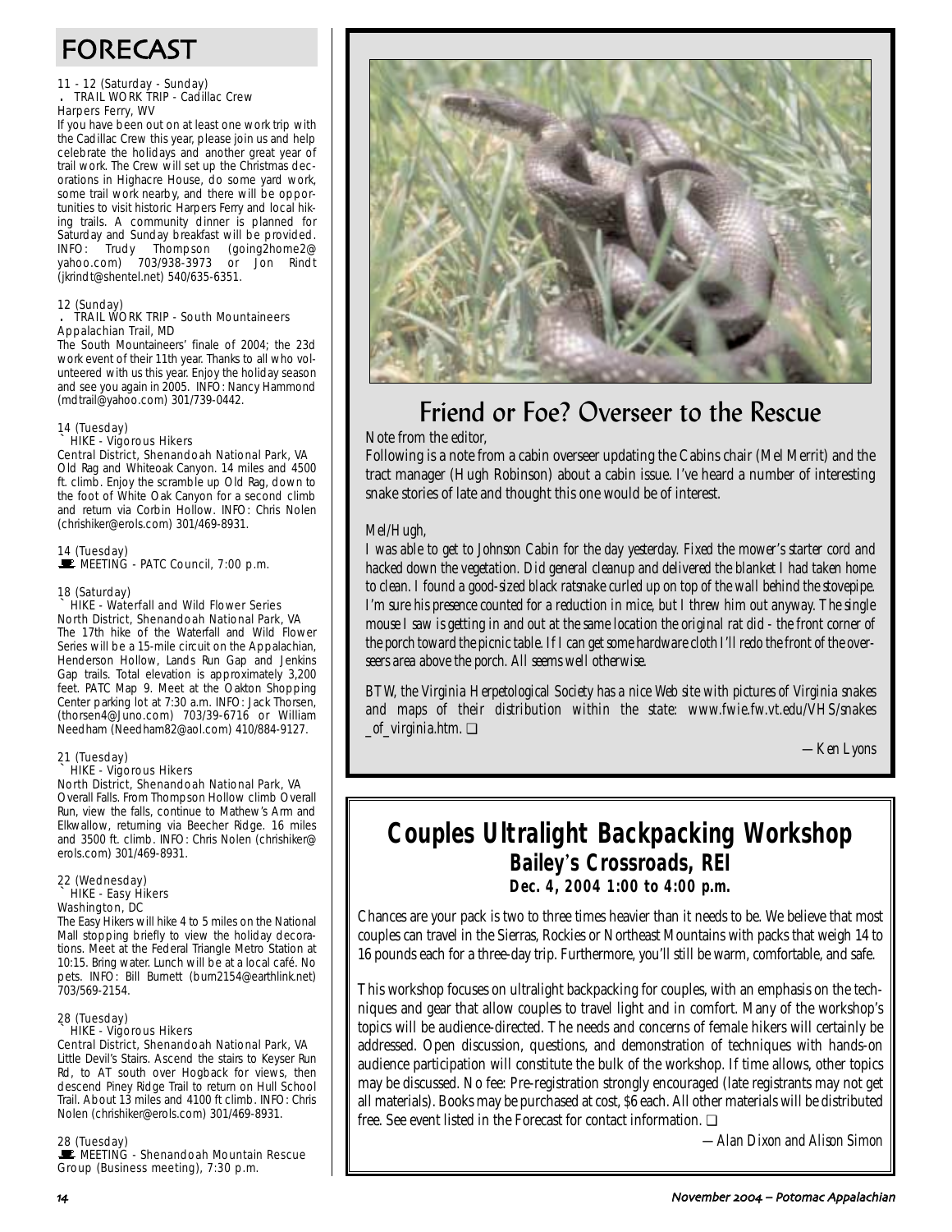## FORECAST

11 - 12 (Saturday - Sunday)
. TRAIL WORK TRIP - Cadillac Crew
Harpers Ferry, WV
If you have been out on at least one work trip with the Cadillac Crew this year, please join us and help celebrate the holidays and another great year of trail work. The Crew will set up the Christmas decorations in Highacre House, do some yard work, some trail work nearby, and there will be opportunities to visit historic Harpers Ferry and local hiking trails. A community dinner is planned for Saturday and Sunday breakfast will be provided. INFO: Trudy Thompson (going2home2@yahoo.com) 703/938-3973 or Jon Rindt (jkrindt@shentel.net) 540/635-6351.

12 (Sunday)
. TRAIL WORK TRIP - South Mountaineers
Appalachian Trail, MD
The South Mountaineers' finale of 2004; the 23d work event of their 11th year. Thanks to all who volunteered with us this year. Enjoy the holiday season and see you again in 2005. INFO: Nancy Hammond (mdtrail@yahoo.com) 301/739-0442.

14 (Tuesday)
` HIKE - Vigorous Hikers
Central District, Shenandoah National Park, VA
Old Rag and Whiteoak Canyon. 14 miles and 4500 ft. climb. Enjoy the scramble up Old Rag, down to the foot of White Oak Canyon for a second climb and return via Corbin Hollow. INFO: Chris Nolen (chrishiker@erols.com) 301/469-8931.

14 (Tuesday)
MEETING - PATC Council, 7:00 p.m.

18 (Saturday)
` HIKE - Waterfall and Wild Flower Series
North District, Shenandoah National Park, VA
The 17th hike of the Waterfall and Wild Flower Series will be a 15-mile circuit on the Appalachian, Henderson Hollow, Lands Run Gap and Jenkins Gap trails. Total elevation is approximately 3,200 feet. PATC Map 9. Meet at the Oakton Shopping Center parking lot at 7:30 a.m. INFO: Jack Thorsen, (thorsen4@Juno.com) 703/39-6716 or William Needham (Needham82@aol.com) 410/884-9127.

21 (Tuesday)
` HIKE - Vigorous Hikers
North District, Shenandoah National Park, VA
Overall Falls. From Thompson Hollow climb Overall Run, view the falls, continue to Mathew's Arm and Elkwallow, returning via Beecher Ridge. 16 miles and 3500 ft. climb. INFO: Chris Nolen (chrishiker@erols.com) 301/469-8931.

22 (Wednesday)
` HIKE - Easy Hikers
Washington, DC
The Easy Hikers will hike 4 to 5 miles on the National Mall stopping briefly to view the holiday decorations. Meet at the Federal Triangle Metro Station at 10:15. Bring water. Lunch will be at a local café. No pets. INFO: Bill Burnett (burn2154@earthlink.net) 703/569-2154.

28 (Tuesday)
` HIKE - Vigorous Hikers
Central District, Shenandoah National Park, VA
Little Devil's Stairs. Ascend the stairs to Keyser Run Rd, to AT south over Hogback for views, then descend Piney Ridge Trail to return on Hull School Trail. About 13 miles and 4100 ft climb. INFO: Chris Nolen (chrishiker@erols.com) 301/469-8931.

28 (Tuesday)
MEETING - Shenandoah Mountain Rescue Group (Business meeting), 7:30 p.m.

## Friend or Foe? Overseer to the Rescue

Note from the editor,

Following is a note from a cabin overseer updating the Cabins chair (Mel Merrit) and the tract manager (Hugh Robinson) about a cabin issue. I've heard a number of interesting snake stories of late and thought this one would be of interest.

*Mel/Hugh,*

*I was able to get to Johnson Cabin for the day yesterday. Fixed the mower's starter cord and hacked down the vegetation. Did general cleanup and delivered the blanket I had taken home to clean. I found a good-sized black ratsnake curled up on top of the wall behind the stovepipe. I'm sure his presence counted for a reduction in mice, but I threw him out anyway. The single mouse I saw is getting in and out at the same location the original rat did - the front corner of the porch toward the picnic table. If I can get some hardware cloth I'll redo the front of the overseers area above the porch. All seems well otherwise.*

*BTW, the Virginia Herpetological Society has a nice Web site with pictures of Virginia snakes and maps of their distribution within the state: www.fwie.fw.vt.edu/VHS/snakes_of_virginia.htm.* ❑

*—Ken Lyons*

## Couples Ultralight Backpacking Workshop

**Bailey's Crossroads, REI**

**Dec. 4, 2004 1:00 to 4:00 p.m.**

Chances are your pack is two to three times heavier than it needs to be. We believe that most couples can travel in the Sierras, Rockies or Northeast Mountains with packs that weigh 14 to 16 pounds each for a three-day trip. Furthermore, you'll still be warm, comfortable, and safe.

This workshop focuses on ultralight backpacking for couples, with an emphasis on the techniques and gear that allow couples to travel light and in comfort. Many of the workshop's topics will be audience-directed. The needs and concerns of female hikers will certainly be addressed. Open discussion, questions, and demonstration of techniques with hands-on audience participation will constitute the bulk of the workshop. If time allows, other topics may be discussed. No fee: Pre-registration strongly encouraged (late registrants may not get all materials). Books may be purchased at cost, $6 each. All other materials will be distributed free. See event listed in the Forecast for contact information. ❑

*—Alan Dixon and Alison Simon*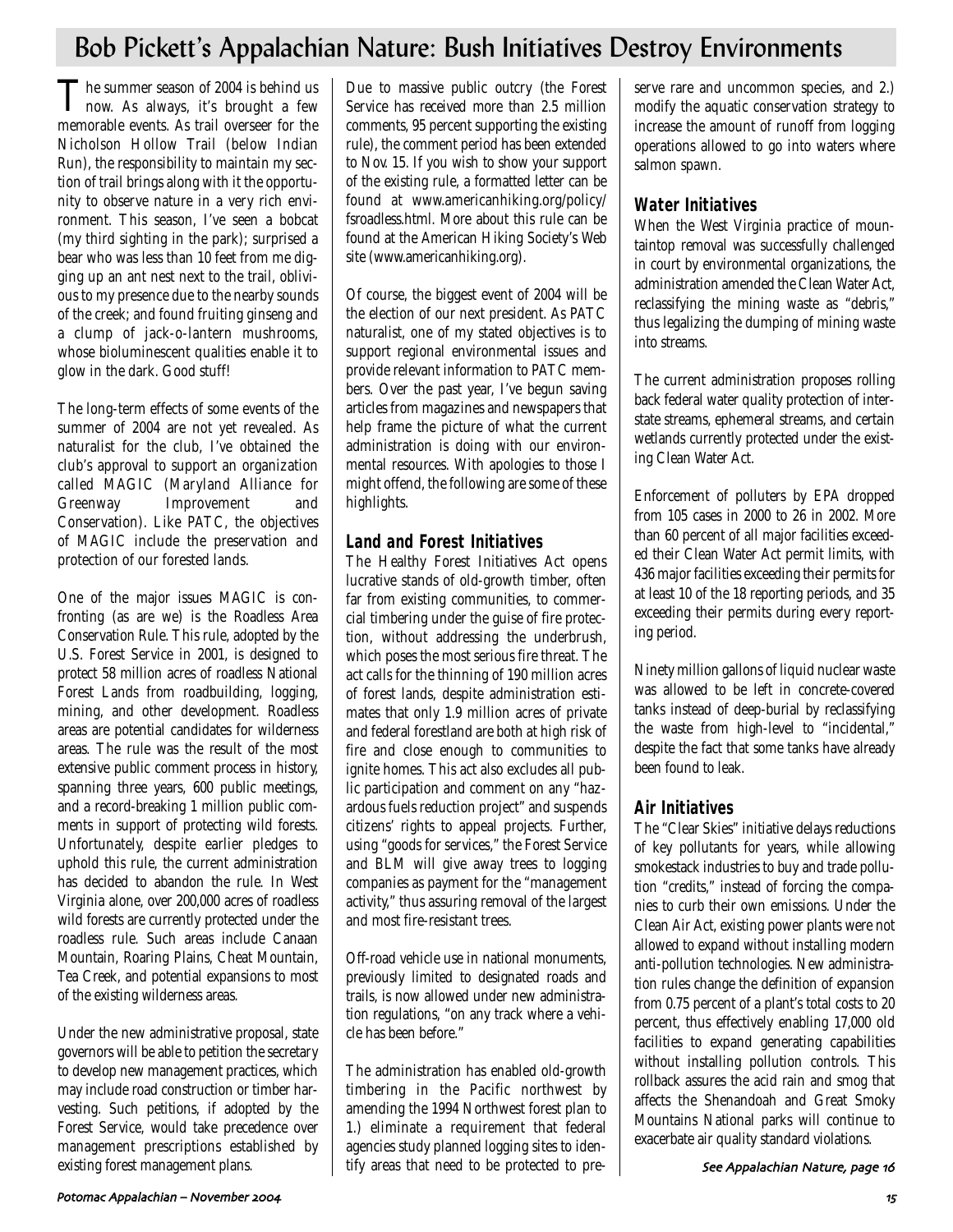# Bob Pickett's Appalachian Nature: Bush Initiatives Destroy Environments

The summer season of 2004 is behind us now. As always, it's brought a few memorable events. As trail overseer for the Nicholson Hollow Trail (below Indian Run), the responsibility to maintain my section of trail brings along with it the opportunity to observe nature in a very rich environment. This season, I've seen a bobcat (my third sighting in the park); surprised a bear who was less than 10 feet from me digging up an ant nest next to the trail, oblivious to my presence due to the nearby sounds of the creek; and found fruiting ginseng and a clump of jack-o-lantern mushrooms, whose bioluminescent qualities enable it to glow in the dark. Good stuff!

The long-term effects of some events of the summer of 2004 are not yet revealed. As naturalist for the club, I've obtained the club's approval to support an organization called MAGIC (Maryland Alliance for Greenway Improvement and Conservation). Like PATC, the objectives of MAGIC include the preservation and protection of our forested lands.

One of the major issues MAGIC is confronting (as are we) is the Roadless Area Conservation Rule. This rule, adopted by the U.S. Forest Service in 2001, is designed to protect 58 million acres of roadless National Forest Lands from roadbuilding, logging, mining, and other development. Roadless areas are potential candidates for wilderness areas. The rule was the result of the most extensive public comment process in history, spanning three years, 600 public meetings, and a record-breaking 1 million public comments in support of protecting wild forests. Unfortunately, despite earlier pledges to uphold this rule, the current administration has decided to abandon the rule. In West Virginia alone, over 200,000 acres of roadless wild forests are currently protected under the roadless rule. Such areas include Canaan Mountain, Roaring Plains, Cheat Mountain, Tea Creek, and potential expansions to most of the existing wilderness areas.

Under the new administrative proposal, state governors will be able to petition the secretary to develop new management practices, which may include road construction or timber harvesting. Such petitions, if adopted by the Forest Service, would take precedence over management prescriptions established by existing forest management plans.

Due to massive public outcry (the Forest Service has received more than 2.5 million comments, 95 percent supporting the existing rule), the comment period has been extended to Nov. 15. If you wish to show your support of the existing rule, a formatted letter can be found at www.americanhiking.org/policy/fsroadless.html. More about this rule can be found at the American Hiking Society's Web site (www.americanhiking.org).

Of course, the biggest event of 2004 will be the election of our next president. As PATC naturalist, one of my stated objectives is to support regional environmental issues and provide relevant information to PATC members. Over the past year, I've begun saving articles from magazines and newspapers that help frame the picture of what the current administration is doing with our environmental resources. With apologies to those I might offend, the following are some of these highlights.

### Land and Forest Initiatives

The Healthy Forest Initiatives Act opens lucrative stands of old-growth timber, often far from existing communities, to commercial timbering under the guise of fire protection, without addressing the underbrush, which poses the most serious fire threat. The act calls for the thinning of 190 million acres of forest lands, despite administration estimates that only 1.9 million acres of private and federal forestland are both at high risk of fire and close enough to communities to ignite homes. This act also excludes all public participation and comment on any "hazardous fuels reduction project" and suspends citizens' rights to appeal projects. Further, using "goods for services," the Forest Service and BLM will give away trees to logging companies as payment for the "management activity," thus assuring removal of the largest and most fire-resistant trees.

Off-road vehicle use in national monuments, previously limited to designated roads and trails, is now allowed under new administration regulations, "on any track where a vehicle has been before."

The administration has enabled old-growth timbering in the Pacific northwest by amending the 1994 Northwest forest plan to 1.) eliminate a requirement that federal agencies study planned logging sites to identify areas that need to be protected to preserve rare and uncommon species, and 2.) modify the aquatic conservation strategy to increase the amount of runoff from logging operations allowed to go into waters where salmon spawn.

### Water Initiatives

When the West Virginia practice of mountaintop removal was successfully challenged in court by environmental organizations, the administration amended the Clean Water Act, reclassifying the mining waste as "debris," thus legalizing the dumping of mining waste into streams.

The current administration proposes rolling back federal water quality protection of interstate streams, ephemeral streams, and certain wetlands currently protected under the existing Clean Water Act.

Enforcement of polluters by EPA dropped from 105 cases in 2000 to 26 in 2002. More than 60 percent of all major facilities exceeded their Clean Water Act permit limits, with 436 major facilities exceeding their permits for at least 10 of the 18 reporting periods, and 35 exceeding their permits during every reporting period.

Ninety million gallons of liquid nuclear waste was allowed to be left in concrete-covered tanks instead of deep-burial by reclassifying the waste from high-level to "incidental," despite the fact that some tanks have already been found to leak.

### Air Initiatives

The "Clear Skies" initiative delays reductions of key pollutants for years, while allowing smokestack industries to buy and trade pollution "credits," instead of forcing the companies to curb their own emissions. Under the Clean Air Act, existing power plants were not allowed to expand without installing modern anti-pollution technologies. New administration rules change the definition of expansion from 0.75 percent of a plant's total costs to 20 percent, thus effectively enabling 17,000 old facilities to expand generating capabilities without installing pollution controls. This rollback assures the acid rain and smog that affects the Shenandoah and Great Smoky Mountains National parks will continue to exacerbate air quality standard violations.

*See Appalachian Nature, page 16*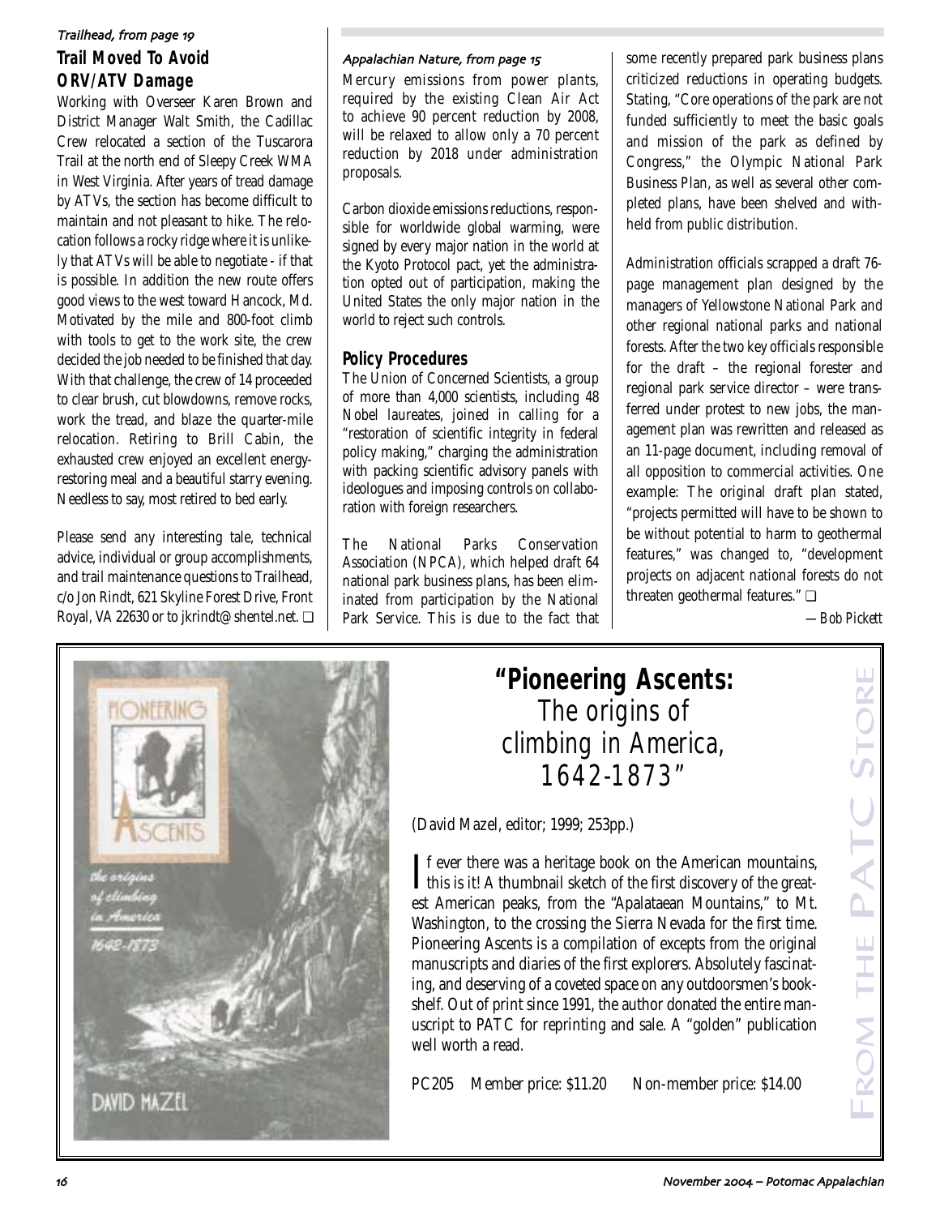*Trailhead, from page 19*

## Trail Moved To Avoid ORV/ATV Damage

Working with Overseer Karen Brown and District Manager Walt Smith, the Cadillac Crew relocated a section of the Tuscarora Trail at the north end of Sleepy Creek WMA in West Virginia. After years of tread damage by ATVs, the section has become difficult to maintain and not pleasant to hike. The relocation follows a rocky ridge where it is unlikely that ATVs will be able to negotiate - if that is possible. In addition the new route offers good views to the west toward Hancock, Md. Motivated by the mile and 800-foot climb with tools to get to the work site, the crew decided the job needed to be finished that day. With that challenge, the crew of 14 proceeded to clear brush, cut blowdowns, remove rocks, work the tread, and blaze the quarter-mile relocation. Retiring to Brill Cabin, the exhausted crew enjoyed an excellent energy-restoring meal and a beautiful starry evening. Needless to say, most retired to bed early.

Please send any interesting tale, technical advice, individual or group accomplishments, and trail maintenance questions to Trailhead, c/o Jon Rindt, 621 Skyline Forest Drive, Front Royal, VA 22630 or to jkrindt@shentel.net. ❑

*Appalachian Nature, from page 15*

Mercury emissions from power plants, required by the existing Clean Air Act to achieve 90 percent reduction by 2008, will be relaxed to allow only a 70 percent reduction by 2018 under administration proposals.

Carbon dioxide emissions reductions, responsible for worldwide global warming, were signed by every major nation in the world at the Kyoto Protocol pact, yet the administration opted out of participation, making the United States the only major nation in the world to reject such controls.

### Policy Procedures

The Union of Concerned Scientists, a group of more than 4,000 scientists, including 48 Nobel laureates, joined in calling for a "restoration of scientific integrity in federal policy making," charging the administration with packing scientific advisory panels with ideologues and imposing controls on collaboration with foreign researchers.

The National Parks Conservation Association (NPCA), which helped draft 64 national park business plans, has been eliminated from participation by the National Park Service. This is due to the fact that some recently prepared park business plans criticized reductions in operating budgets. Stating, "Core operations of the park are not funded sufficiently to meet the basic goals and mission of the park as defined by Congress," the Olympic National Park Business Plan, as well as several other completed plans, have been shelved and withheld from public distribution.

Administration officials scrapped a draft 76-page management plan designed by the managers of Yellowstone National Park and other regional national parks and national forests. After the two key officials responsible for the draft – the regional forester and regional park service director – were transferred under protest to new jobs, the management plan was rewritten and released as an 11-page document, including removal of all opposition to commercial activities. One example: The original draft plan stated, "projects permitted will have to be shown to be without potential to harm to geothermal features," was changed to, "development projects on adjacent national forests do not threaten geothermal features." ❑

*—Bob Pickett*

---

*From the PATC Store*

## "Pioneering Ascents: The origins of climbing in America, 1642-1873"

(David Mazel, editor; 1999; 253pp.)

If ever there was a heritage book on the American mountains, this is it! A thumbnail sketch of the first discovery of the greatest American peaks, from the "Apalataean Mountains," to Mt. Washington, to the crossing the Sierra Nevada for the first time. Pioneering Ascents is a compilation of excepts from the original manuscripts and diaries of the first explorers. Absolutely fascinating, and deserving of a coveted space on any outdoorsmen's bookshelf. Out of print since 1991, the author donated the entire manuscript to PATC for reprinting and sale. A "golden" publication well worth a read.

PC205 Member price: $11.20 Non-member price: $14.00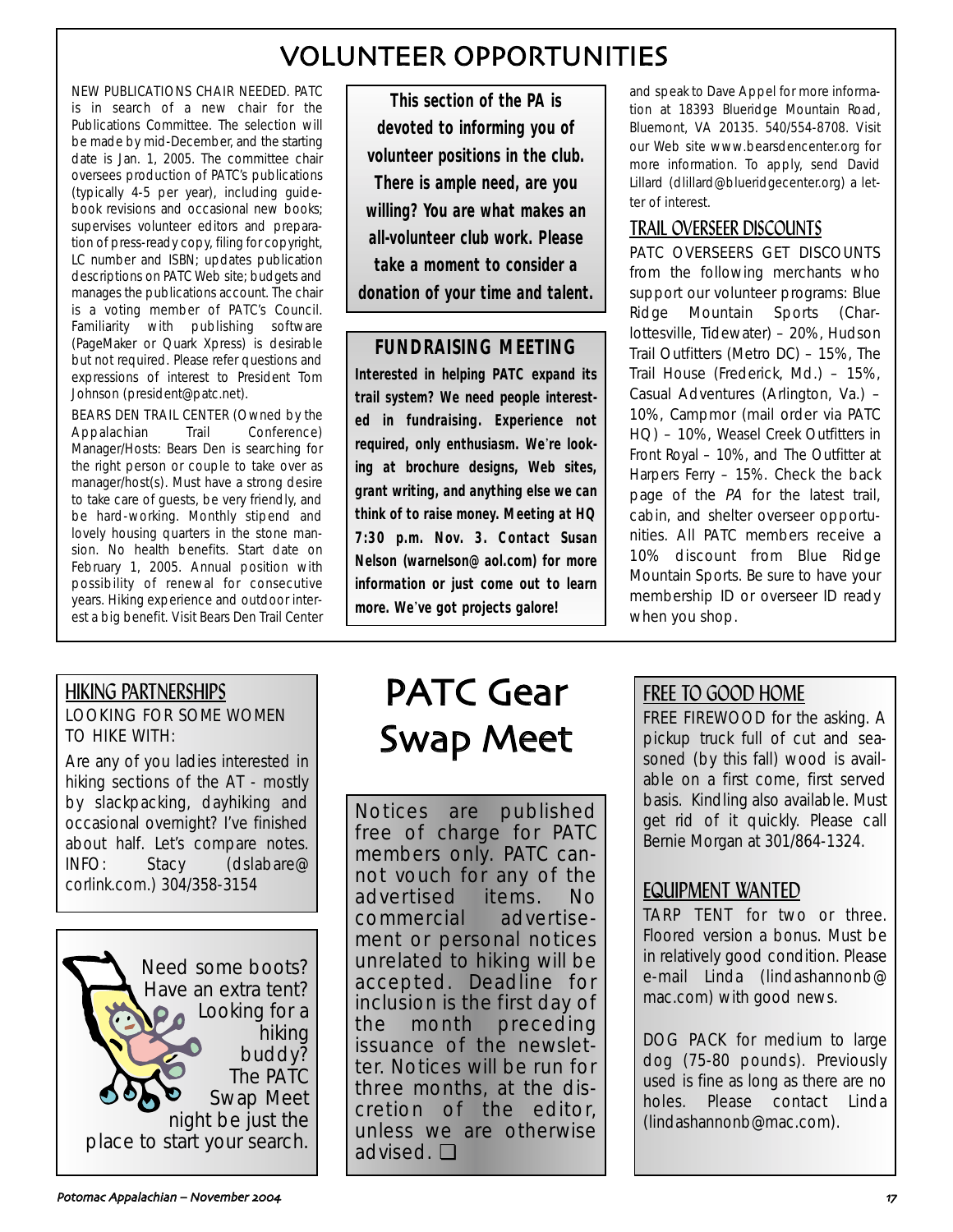# VOLUNTEER OPPORTUNITIES

NEW PUBLICATIONS CHAIR NEEDED. PATC is in search of a new chair for the Publications Committee. The selection will be made by mid-December, and the starting date is Jan. 1, 2005. The committee chair oversees production of PATC's publications (typically 4-5 per year), including guidebook revisions and occasional new books; supervises volunteer editors and preparation of press-ready copy, filing for copyright, LC number and ISBN; updates publication descriptions on PATC Web site; budgets and manages the publications account. The chair is a voting member of PATC's Council. Familiarity with publishing software (PageMaker or Quark Xpress) is desirable but not required. Please refer questions and expressions of interest to President Tom Johnson (president@patc.net).

BEARS DEN TRAIL CENTER (Owned by the Appalachian Trail Conference) Manager/Hosts: Bears Den is searching for the right person or couple to take over as manager/host(s). Must have a strong desire to take care of guests, be very friendly, and be hard-working. Monthly stipend and lovely housing quarters in the stone mansion. No health benefits. Start date on February 1, 2005. Annual position with possibility of renewal for consecutive years. Hiking experience and outdoor interest a big benefit. Visit Bears Den Trail Center and speak to Dave Appel for more information at 18393 Blueridge Mountain Road, Bluemont, VA 20135. 540/554-8708. Visit our Web site www.bearsdencenter.org for more information. To apply, send David Lillard (dlillard@blueridgecenter.org) a letter of interest.

**This section of the PA is devoted to informing you of volunteer positions in the club. There is ample need, are you willing? You are what makes an all-volunteer club work. Please take a moment to consider a donation of your time and talent.**

## FUNDRAISING MEETING

**Interested in helping PATC expand its trail system? We need people interested in fundraising. Experience not required, only enthusiasm. We're looking at brochure designs, Web sites, grant writing, and anything else we can think of to raise money. Meeting at HQ 7:30 p.m. Nov. 3. Contact Susan Nelson (warnelson@aol.com) for more information or just come out to learn more. We've got projects galore!**

## TRAIL OVERSEER DISCOUNTS

PATC OVERSEERS GET DISCOUNTS from the following merchants who support our volunteer programs: Blue Ridge Mountain Sports (Charlottesville, Tidewater) – 20%, Hudson Trail Outfitters (Metro DC) – 15%, The Trail House (Frederick, Md.) – 15%, Casual Adventures (Arlington, Va.) – 10%, Campmor (mail order via PATC HQ) – 10%, Weasel Creek Outfitters in Front Royal – 10%, and The Outfitter at Harpers Ferry – 15%. Check the back page of the *PA* for the latest trail, cabin, and shelter overseer opportunities. All PATC members receive a 10% discount from Blue Ridge Mountain Sports. Be sure to have your membership ID or overseer ID ready when you shop.

# PATC Gear Swap Meet

Notices are published free of charge for PATC members only. PATC cannot vouch for any of the advertised items. No commercial advertisement or personal notices unrelated to hiking will be accepted. Deadline for inclusion is the first day of the month preceding issuance of the newsletter. Notices will be run for three months, at the discretion of the editor, unless we are otherwise advised. ❑

Need some boots? Have an extra tent? Looking for a hiking buddy? The PATC Swap Meet might be just the place to start your search.

## HIKING PARTNERSHIPS

LOOKING FOR SOME WOMEN TO HIKE WITH:

Are any of you ladies interested in hiking sections of the AT - mostly by slackpacking, dayhiking and occasional overnight? I've finished about half. Let's compare notes. INFO: Stacy (dslabare@corlink.com.) 304/358-3154

## FREE TO GOOD HOME

FREE FIREWOOD for the asking. A pickup truck full of cut and seasoned (by this fall) wood is available on a first come, first served basis. Kindling also available. Must get rid of it quickly. Please call Bernie Morgan at 301/864-1324.

## EQUIPMENT WANTED

TARP TENT for two or three. Floored version a bonus. Must be in relatively good condition. Please e-mail Linda (lindashannonb@mac.com) with good news.

DOG PACK for medium to large dog (75-80 pounds). Previously used is fine as long as there are no holes. Please contact Linda (lindashannonb@mac.com).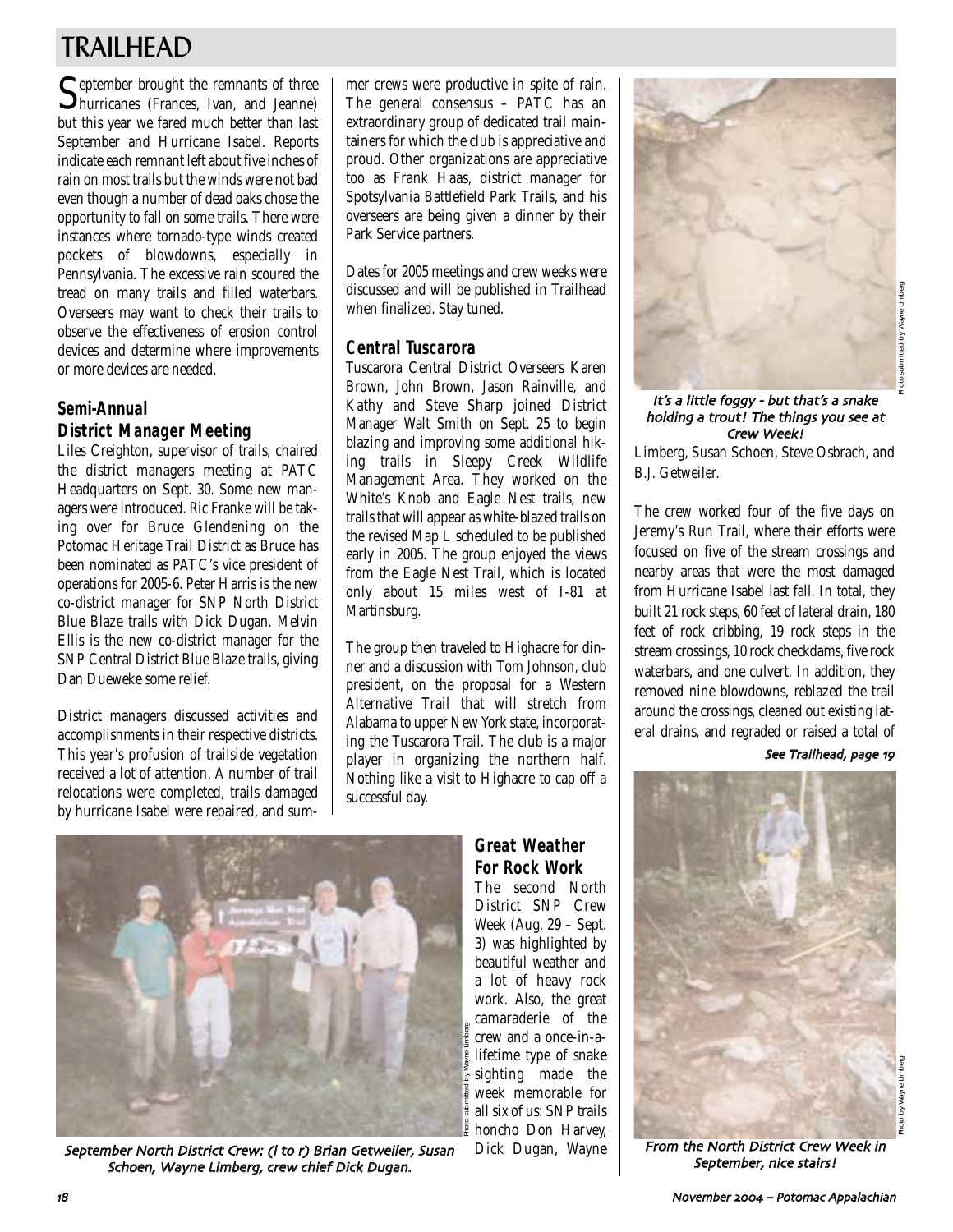# TRAILHEAD

September brought the remnants of three hurricanes (Frances, Ivan, and Jeanne) but this year we fared much better than last September and Hurricane Isabel. Reports indicate each remnant left about five inches of rain on most trails but the winds were not bad even though a number of dead oaks chose the opportunity to fall on some trails. There were instances where tornado-type winds created pockets of blowdowns, especially in Pennsylvania. The excessive rain scoured the tread on many trails and filled waterbars. Overseers may want to check their trails to observe the effectiveness of erosion control devices and determine where improvements or more devices are needed.

## Semi-Annual District Manager Meeting

Liles Creighton, supervisor of trails, chaired the district managers meeting at PATC Headquarters on Sept. 30. Some new managers were introduced. Ric Franke will be taking over for Bruce Glendening on the Potomac Heritage Trail District as Bruce has been nominated as PATC's vice president of operations for 2005-6. Peter Harris is the new co-district manager for SNP North District Blue Blaze trails with Dick Dugan. Melvin Ellis is the new co-district manager for the SNP Central District Blue Blaze trails, giving Dan Dueweke some relief.

District managers discussed activities and accomplishments in their respective districts. This year's profusion of trailside vegetation received a lot of attention. A number of trail relocations were completed, trails damaged by hurricane Isabel were repaired, and summer crews were productive in spite of rain. The general consensus – PATC has an extraordinary group of dedicated trail maintainers for which the club is appreciative and proud. Other organizations are appreciative too as Frank Haas, district manager for Spotsylvania Battlefield Park Trails, and his overseers are being given a dinner by their Park Service partners.

Dates for 2005 meetings and crew weeks were discussed and will be published in Trailhead when finalized. Stay tuned.

## Central Tuscarora

Tuscarora Central District Overseers Karen Brown, John Brown, Jason Rainville, and Kathy and Steve Sharp joined District Manager Walt Smith on Sept. 25 to begin blazing and improving some additional hiking trails in Sleepy Creek Wildlife Management Area. They worked on the White's Knob and Eagle Nest trails, new trails that will appear as white-blazed trails on the revised Map L scheduled to be published early in 2005. The group enjoyed the views from the Eagle Nest Trail, which is located only about 15 miles west of I-81 at Martinsburg.

The group then traveled to Highacre for dinner and a discussion with Tom Johnson, club president, on the proposal for a Western Alternative Trail that will stretch from Alabama to upper New York state, incorporating the Tuscarora Trail. The club is a major player in organizing the northern half. Nothing like a visit to Highacre to cap off a successful day.

*September North District Crew: (l to r) Brian Getweiler, Susan Schoen, Wayne Limberg, crew chief Dick Dugan.*

Photo submitted by Wayne Limberg

## Great Weather For Rock Work

The second North District SNP Crew Week (Aug. 29 – Sept. 3) was highlighted by beautiful weather and a lot of heavy rock work. Also, the great camaraderie of the crew and a once-in-a-lifetime type of snake sighting made the week memorable for all six of us: SNP trails honcho Don Harvey, Dick Dugan, Wayne Limberg, Susan Schoen, Steve Osbrach, and B.J. Getweiler.

*It's a little foggy – but that's a snake holding a trout! The things you see at Crew Week!*

Photo submitted by Wayne Limberg

The crew worked four of the five days on Jeremy's Run Trail, where their efforts were focused on five of the stream crossings and nearby areas that were the most damaged from Hurricane Isabel last fall. In total, they built 21 rock steps, 60 feet of lateral drain, 180 feet of rock cribbing, 19 rock steps in the stream crossings, 10 rock checkdams, five rock waterbars, and one culvert. In addition, they removed nine blowdowns, reblazed the trail around the crossings, cleaned out existing lateral drains, and regraded or raised a total of

*See Trailhead, page 19*

*From the North District Crew Week in September, nice stairs!*

Photo by Wayne Limberg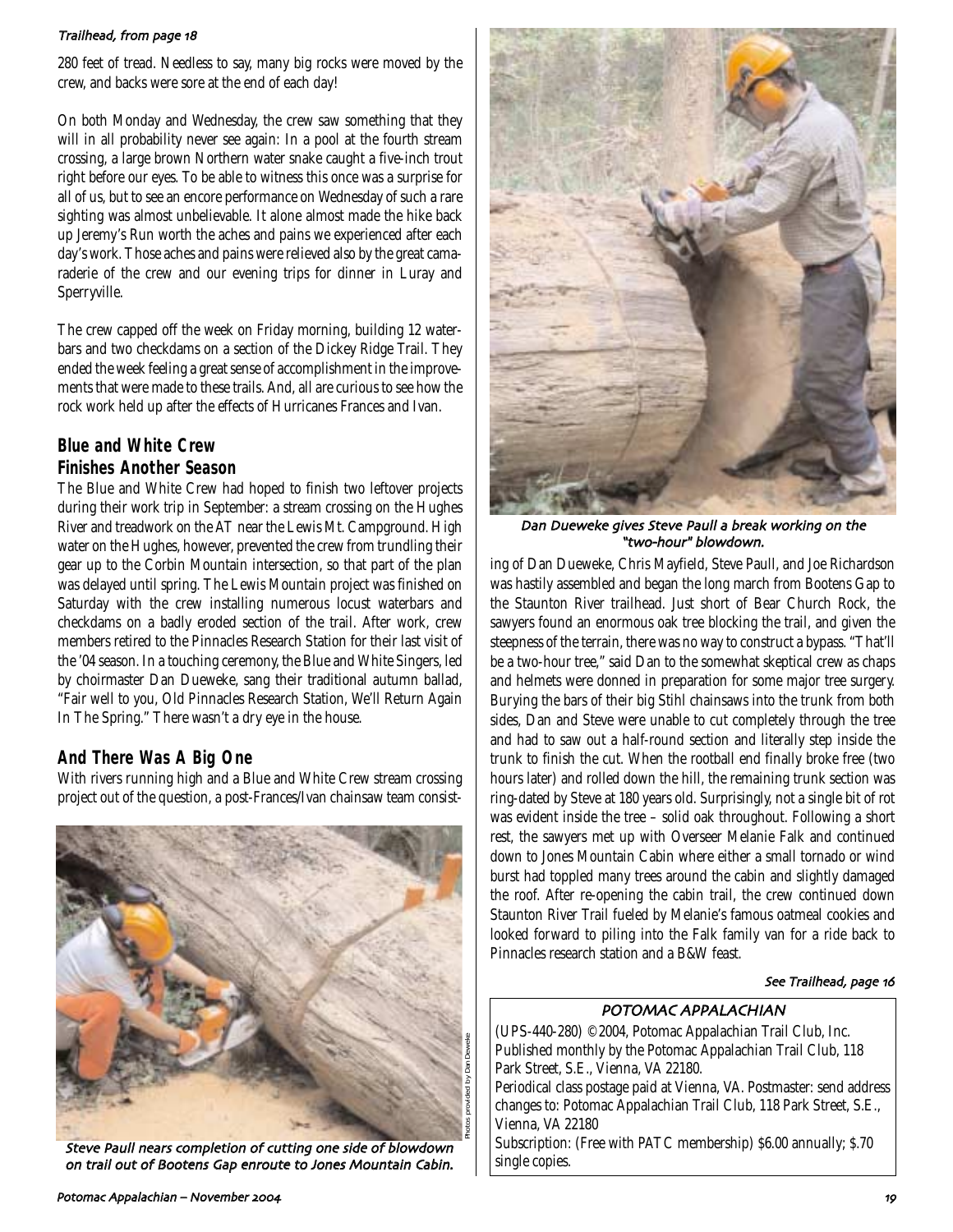*Trailhead, from page 18*

280 feet of tread. Needless to say, many big rocks were moved by the crew, and backs were sore at the end of each day!

On both Monday and Wednesday, the crew saw something that they will in all probability never see again: In a pool at the fourth stream crossing, a large brown Northern water snake caught a five-inch trout right before our eyes. To be able to witness this once was a surprise for all of us, but to see an encore performance on Wednesday of such a rare sighting was almost unbelievable. It alone almost made the hike back up Jeremy's Run worth the aches and pains we experienced after each day's work. Those aches and pains were relieved also by the great camaraderie of the crew and our evening trips for dinner in Luray and Sperryville.

The crew capped off the week on Friday morning, building 12 waterbars and two checkdams on a section of the Dickey Ridge Trail. They ended the week feeling a great sense of accomplishment in the improvements that were made to these trails. And, all are curious to see how the rock work held up after the effects of Hurricanes Frances and Ivan.

## Blue and White Crew Finishes Another Season

The Blue and White Crew had hoped to finish two leftover projects during their work trip in September: a stream crossing on the Hughes River and treadwork on the AT near the Lewis Mt. Campground. High water on the Hughes, however, prevented the crew from trundling their gear up to the Corbin Mountain intersection, so that part of the plan was delayed until spring. The Lewis Mountain project was finished on Saturday with the crew installing numerous locust waterbars and checkdams on a badly eroded section of the trail. After work, crew members retired to the Pinnacles Research Station for their last visit of the '04 season. In a touching ceremony, the Blue and White Singers, led by choirmaster Dan Dueweke, sang their traditional autumn ballad, "Fair well to you, Old Pinnacles Research Station, We'll Return Again In The Spring." There wasn't a dry eye in the house.

## And There Was A Big One

With rivers running high and a Blue and White Crew stream crossing project out of the question, a post-Frances/Ivan chainsaw team consisting of Dan Dueweke, Chris Mayfield, Steve Paull, and Joe Richardson was hastily assembled and began the long march from Bootens Gap to the Staunton River trailhead. Just short of Bear Church Rock, the sawyers found an enormous oak tree blocking the trail, and given the steepness of the terrain, there was no way to construct a bypass. "That'll be a two-hour tree," said Dan to the somewhat skeptical crew as chaps and helmets were donned in preparation for some major tree surgery. Burying the bars of their big Stihl chainsaws into the trunk from both sides, Dan and Steve were unable to cut completely through the tree and had to saw out a half-round section and literally step inside the trunk to finish the cut. When the rootball end finally broke free (two hours later) and rolled down the hill, the remaining trunk section was ring-dated by Steve at 180 years old. Surprisingly, not a single bit of rot was evident inside the tree – solid oak throughout. Following a short rest, the sawyers met up with Overseer Melanie Falk and continued down to Jones Mountain Cabin where either a small tornado or wind burst had toppled many trees around the cabin and slightly damaged the roof. After re-opening the cabin trail, the crew continued down Staunton River Trail fueled by Melanie's famous oatmeal cookies and looked forward to piling into the Falk family van for a ride back to Pinnacles research station and a B&W feast.

*Steve Paull nears completion of cutting one side of blowdown on trail out of Bootens Gap enroute to Jones Mountain Cabin.*

*Dan Dueweke gives Steve Paull a break working on the "two-hour" blowdown.*

Photos provided by Dan Dueweke

*See Trailhead, page 16*

**POTOMAC APPALACHIAN**

(UPS-440-280) ©2004, Potomac Appalachian Trail Club, Inc. Published monthly by the Potomac Appalachian Trail Club, 118 Park Street, S.E., Vienna, VA 22180.

Periodical class postage paid at Vienna, VA. Postmaster: send address changes to: Potomac Appalachian Trail Club, 118 Park Street, S.E., Vienna, VA 22180

Subscription: (Free with PATC membership) $6.00 annually; $.70 single copies.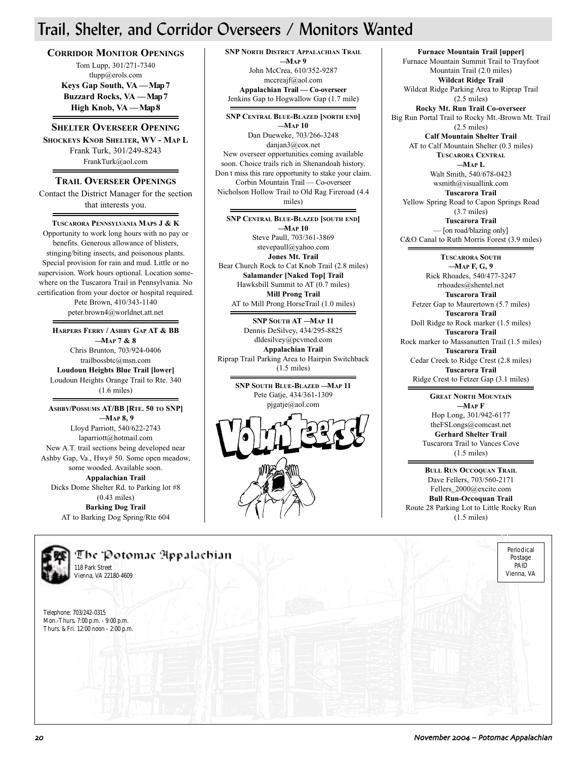# Trail, Shelter, and Corridor Overseers / Monitors Wanted

## Corridor Monitor Openings

Tom Lupp, 301/271-7340
tlupp@erols.com

**Keys Gap South, VA — Map 7**
**Buzzard Rocks, VA — Map 7**
**High Knob, VA — Map 8**

## Shelter Overseer Opening

**Shockeys Knob Shelter, WV - Map L**
Frank Turk, 301/249-8243
FrankTurk@aol.com

## Trail Overseer Openings

Contact the District Manager for the section that interests you.

**Tuscarora Pennsylvania Maps J & K**
Opportunity to work long hours with no pay or benefits. Generous allowance of blisters, stinging/biting insects, and poisonous plants. Special provision for rain and mud. Little or no supervision. Work hours optional. Location somewhere on the Tuscarora Trail in Pennsylvania. No certification from your doctor or hospital required.
Pete Brown, 410/343-1140
peter.brown4@worldnet.att.net

**Harpers Ferry / Ashby Gap AT & BB — Map 7 & 8**
Chris Brunton, 703/924-0406
trailbossbtc@msn.com
**Loudoun Heights Blue Trail [lower]**
Loudoun Heights Orange Trail to Rte. 340 (1.6 miles)

**Ashby/Possums AT/BB [Rte. 50 to SNP] — Map 8, 9**
Lloyd Parriott, 540/622-2743
laparriott@hotmail.com
New A.T. trail sections being developed near Ashby Gap, Va., Hwy# 50. Some open meadow, some wooded. Available soon.
**Appalachian Trail**
Dicks Dome Shelter Rd. to Parking lot #8 (0.43 miles)
**Barking Dog Trail**
AT to Barking Dog Spring/Rte 604

**SNP North District Appalachian Trail — Map 9**
John McCrea, 610/352-9287
mccreajf@aol.com
**Appalachian Trail — Co-overseer**
Jenkins Gap to Hogwallow Gap (1.7 mile)

**SNP Central Blue-Blazed [north end] — Map 10**
Dan Dueweke, 703/266-3248
danjan3@cox.net
New overseer opportunities coming available soon. Choice trails rich in Shenandoah history. Don t miss this rare opportunity to stake your claim.
Corbin Mountain Trail — Co-overseer
Nicholson Hollow Trail to Old Rag Fireroad (4.4 miles)

**SNP Central Blue-Blazed [south end] — Map 10**
Steve Paull, 703/361-3869
stevepaull@yahoo.com
**Jones Mt. Trail**
Bear Church Rock to Cat Knob Trail (2.8 miles)
**Salamander [Naked Top] Trail**
Hawksbill Summit to AT (0.7 miles)
**Mill Prong Trail**
AT to Mill Prong HorseTrail (1.0 miles)

**SNP South AT — Map 11**
Dennis DeSilvey, 434/295-8825
dldesilvey@pcvmed.com
**Appalachian Trail**
Riprap Trail Parking Area to Hairpin Switchback (1.5 miles)

**SNP South Blue-Blazed — Map 11**
Pete Gatje, 434/361-1309
pjgatje@aol.com

Volunteers!

**Furnace Mountain Trail [upper]**
Furnace Mountain Summit Trail to Trayfoot Mountain Trail (2.0 miles)
**Wildcat Ridge Trail**
Wildcat Ridge Parking Area to Riprap Trail (2.5 miles)
**Rocky Mt. Run Trail Co-overseer**
Big Run Portal Trail to Rocky Mt.-Brown Mt. Trail (2.5 miles)
**Calf Mountain Shelter Trail**
AT to Calf Mountain Shelter (0.3 miles)

**Tuscarora Central — Map L**
Walt Smith, 540/678-0423
wsmith@visuallink.com
**Tuscarora Trail**
Yellow Spring Road to Capon Springs Road (3.7 miles)
**Tuscarora Trail**
— [on road/blazing only]
C&O Canal to Ruth Morris Forest (3.9 miles)

**Tuscarora South — Map F, G, 9**
Rick Rhoades, 540/477-3247
rrhoades@shentel.net
**Tuscarora Trail**
Fetzer Gap to Maurertown (5.7 miles)
**Tuscarora Trail**
Doll Ridge to Rock marker (1.5 miles)
**Tuscarora Trail**
Rock marker to Massanutten Trail (1.5 miles)
**Tuscarora Trail**
Cedar Creek to Ridge Crest (2.8 miles)
**Tuscarora Trail**
Ridge Crest to Fetzer Gap (3.1 miles)

**Great North Mountain — Map F**
Hop Long, 301/942-6177
theFSLongs@comcast.net
**Gerhard Shelter Trail**
Tuscarora Trail to Vances Cove (1.5 miles)

**Bull Run Occoquan Trail**
Dave Fellers, 703/560-2171
Fellers_2000@excite.com
**Bull Run-Occoquan Trail**
Route 28 Parking Lot to Little Rocky Run (1.5 miles)

---

The Potomac Appalachian
118 Park Street
Vienna, VA 22180-4609

Telephone: 703/242-0315
Mon.-Thurs. 7:00 p.m. - 9:00 p.m.
Thurs. & Fri. 12:00 noon - 2:00 p.m.

Periodical Postage PAID Vienna, VA